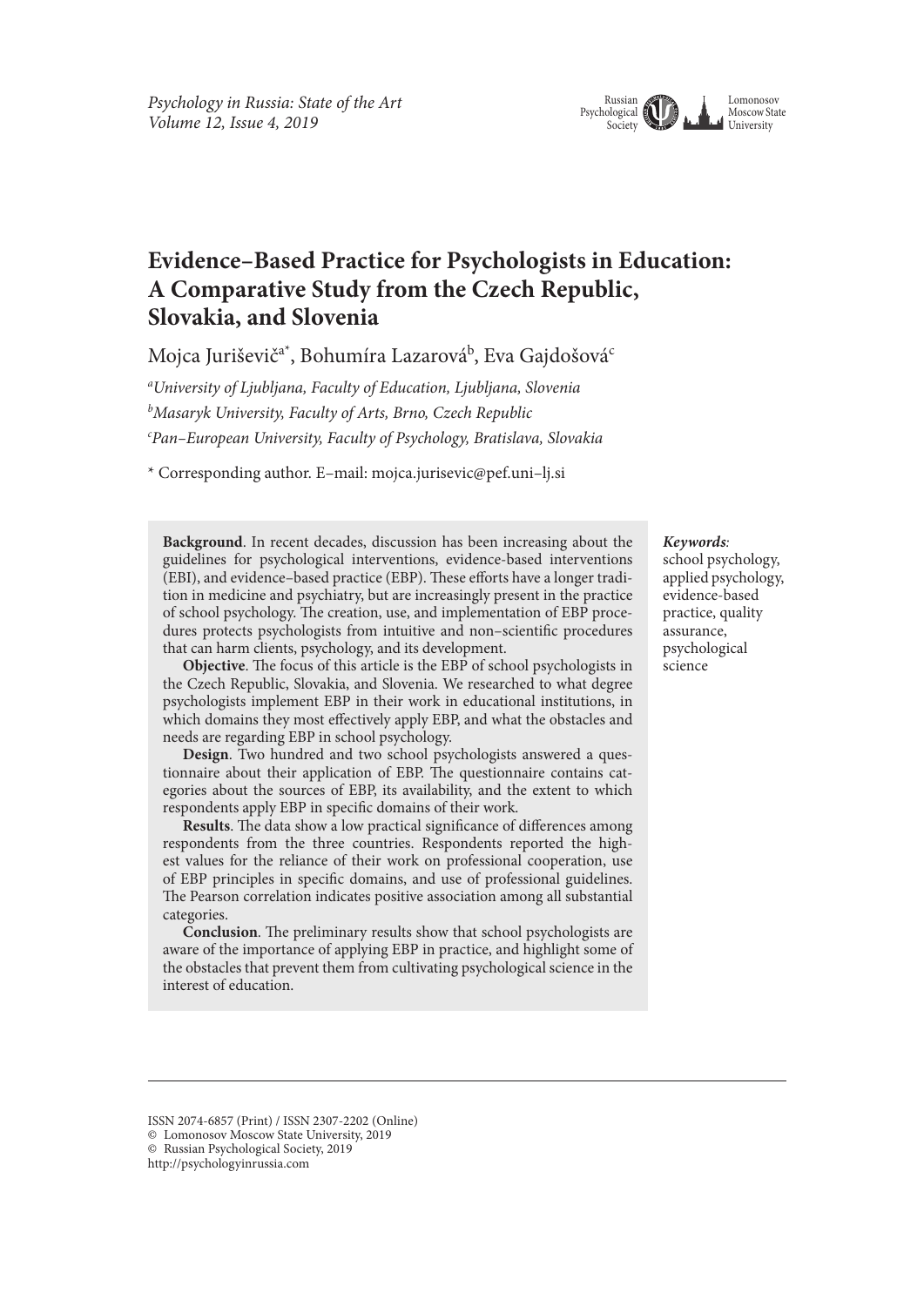# Evidence–Based Practice for Psychologists in Education: A Comparative Study from the Czech Republic, Slovakia, and Slovenia

Mojca Juriševič[a*], Bohumíra Lazarová[b], Eva Gajdošová[c]

[a] *University of Ljubljana, Faculty of Education, Ljubljana, Slovenia*
[b] *Masaryk University, Faculty of Arts, Brno, Czech Republic*
[c] *Pan–European University, Faculty of Psychology, Bratislava, Slovakia*

* Corresponding author. E–mail: mojca.jurisevic@pef.uni–lj.si

**Background**. In recent decades, discussion has been increasing about the guidelines for psychological interventions, evidence-based interventions (EBI), and evidence–based practice (EBP). These efforts have a longer tradition in medicine and psychiatry, but are increasingly present in the practice of school psychology. The creation, use, and implementation of EBP procedures protects psychologists from intuitive and non–scientific procedures that can harm clients, psychology, and its development.

**Objective**. The focus of this article is the EBP of school psychologists in the Czech Republic, Slovakia, and Slovenia. We researched to what degree psychologists implement EBP in their work in educational institutions, in which domains they most effectively apply EBP, and what the obstacles and needs are regarding EBP in school psychology.

**Design**. Two hundred and two school psychologists answered a questionnaire about their application of EBP. The questionnaire contains categories about the sources of EBP, its availability, and the extent to which respondents apply EBP in specific domains of their work.

**Results**. The data show a low practical significance of differences among respondents from the three countries. Respondents reported the highest values for the reliance of their work on professional cooperation, use of EBP principles in specific domains, and use of professional guidelines. The Pearson correlation indicates positive association among all substantial categories.

**Conclusion**. The preliminary results show that school psychologists are aware of the importance of applying EBP in practice, and highlight some of the obstacles that prevent them from cultivating psychological science in the interest of education.

***Keywords*:** school psychology, applied psychology, evidence-based practice, quality assurance, psychological science

ISSN 2074-6857 (Print) / ISSN 2307-2202 (Online)
© Lomonosov Moscow State University, 2019
© Russian Psychological Society, 2019
http://psychologyinrussia.com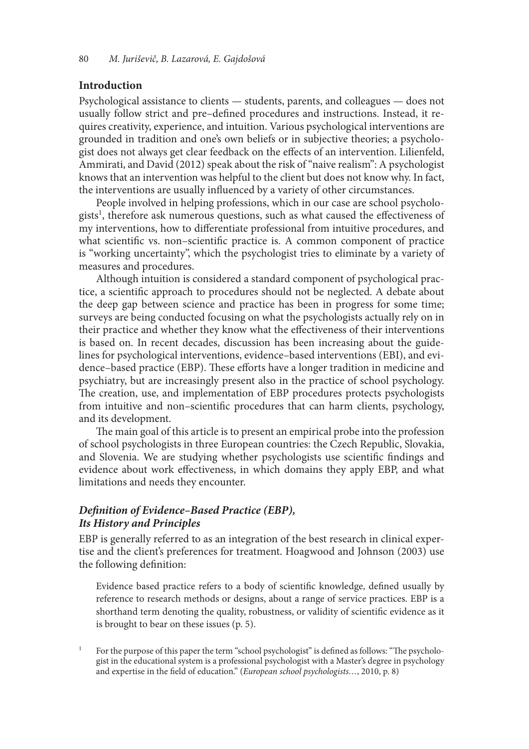## Introduction

Psychological assistance to clients — students, parents, and colleagues — does not usually follow strict and pre–defined procedures and instructions. Instead, it requires creativity, experience, and intuition. Various psychological interventions are grounded in tradition and one's own beliefs or in subjective theories; a psychologist does not always get clear feedback on the effects of an intervention. Lilienfeld, Ammirati, and David (2012) speak about the risk of "naive realism": A psychologist knows that an intervention was helpful to the client but does not know why. In fact, the interventions are usually influenced by a variety of other circumstances.

People involved in helping professions, which in our case are school psychologists[1], therefore ask numerous questions, such as what caused the effectiveness of my interventions, how to differentiate professional from intuitive procedures, and what scientific vs. non–scientific practice is. A common component of practice is "working uncertainty", which the psychologist tries to eliminate by a variety of measures and procedures.

Although intuition is considered a standard component of psychological practice, a scientific approach to procedures should not be neglected. A debate about the deep gap between science and practice has been in progress for some time; surveys are being conducted focusing on what the psychologists actually rely on in their practice and whether they know what the effectiveness of their interventions is based on. In recent decades, discussion has been increasing about the guidelines for psychological interventions, evidence–based interventions (EBI), and evidence–based practice (EBP). These efforts have a longer tradition in medicine and psychiatry, but are increasingly present also in the practice of school psychology. The creation, use, and implementation of EBP procedures protects psychologists from intuitive and non–scientific procedures that can harm clients, psychology, and its development.

The main goal of this article is to present an empirical probe into the profession of school psychologists in three European countries: the Czech Republic, Slovakia, and Slovenia. We are studying whether psychologists use scientific findings and evidence about work effectiveness, in which domains they apply EBP, and what limitations and needs they encounter.

### *Definition of Evidence–Based Practice (EBP), Its History and Principles*

EBP is generally referred to as an integration of the best research in clinical expertise and the client's preferences for treatment. Hoagwood and Johnson (2003) use the following definition:

> Evidence based practice refers to a body of scientific knowledge, defined usually by reference to research methods or designs, about a range of service practices. EBP is a shorthand term denoting the quality, robustness, or validity of scientific evidence as it is brought to bear on these issues (p. 5).

[1] For the purpose of this paper the term "school psychologist" is defined as follows: "The psychologist in the educational system is a professional psychologist with a Master's degree in psychology and expertise in the field of education." (*European school psychologists…*, 2010, p. 8)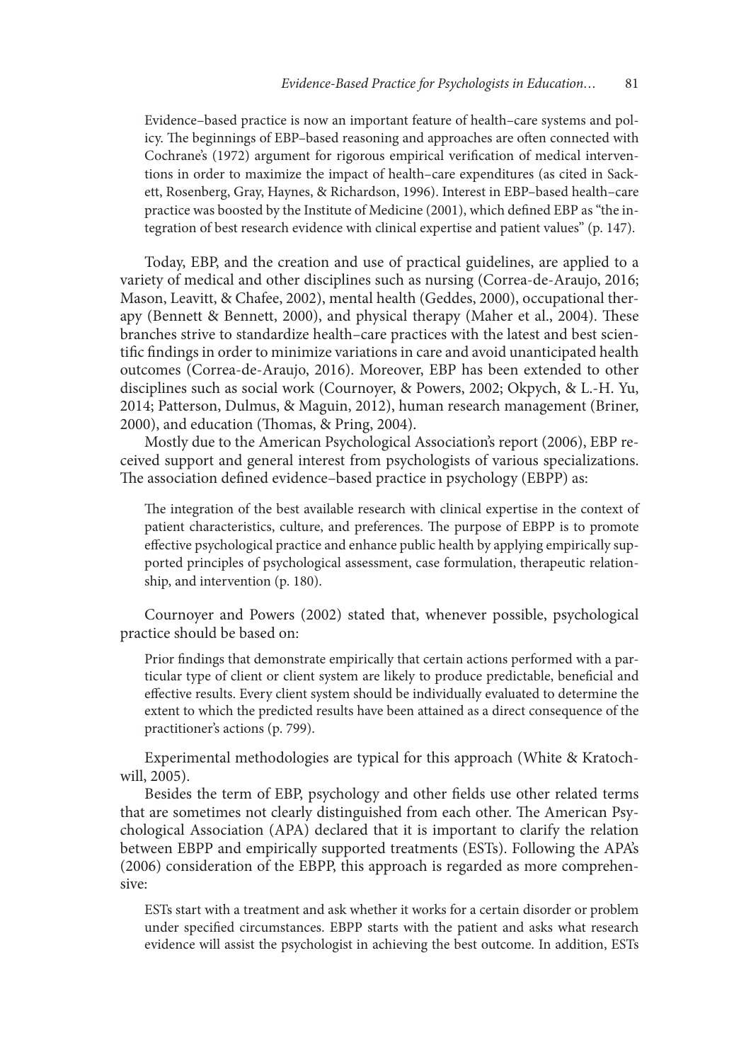> Evidence–based practice is now an important feature of health–care systems and policy. The beginnings of EBP–based reasoning and approaches are often connected with Cochrane's (1972) argument for rigorous empirical verification of medical interventions in order to maximize the impact of health–care expenditures (as cited in Sackett, Rosenberg, Gray, Haynes, & Richardson, 1996). Interest in EBP–based health–care practice was boosted by the Institute of Medicine (2001), which defined EBP as "the integration of best research evidence with clinical expertise and patient values" (p. 147).

Today, EBP, and the creation and use of practical guidelines, are applied to a variety of medical and other disciplines such as nursing (Correa-de-Araujo, 2016; Mason, Leavitt, & Chafee, 2002), mental health (Geddes, 2000), occupational therapy (Bennett & Bennett, 2000), and physical therapy (Maher et al., 2004). These branches strive to standardize health–care practices with the latest and best scientific findings in order to minimize variations in care and avoid unanticipated health outcomes (Correa-de-Araujo, 2016). Moreover, EBP has been extended to other disciplines such as social work (Cournoyer, & Powers, 2002; Okpych, & L.-H. Yu, 2014; Patterson, Dulmus, & Maguin, 2012), human research management (Briner, 2000), and education (Thomas, & Pring, 2004).

Mostly due to the American Psychological Association's report (2006), EBP received support and general interest from psychologists of various specializations. The association defined evidence–based practice in psychology (EBPP) as:

> The integration of the best available research with clinical expertise in the context of patient characteristics, culture, and preferences. The purpose of EBPP is to promote effective psychological practice and enhance public health by applying empirically supported principles of psychological assessment, case formulation, therapeutic relationship, and intervention (p. 180).

Cournoyer and Powers (2002) stated that, whenever possible, psychological practice should be based on:

> Prior findings that demonstrate empirically that certain actions performed with a particular type of client or client system are likely to produce predictable, beneficial and effective results. Every client system should be individually evaluated to determine the extent to which the predicted results have been attained as a direct consequence of the practitioner's actions (p. 799).

Experimental methodologies are typical for this approach (White & Kratochwill, 2005).

Besides the term of EBP, psychology and other fields use other related terms that are sometimes not clearly distinguished from each other. The American Psychological Association (APA) declared that it is important to clarify the relation between EBPP and empirically supported treatments (ESTs). Following the APA's (2006) consideration of the EBPP, this approach is regarded as more comprehensive:

> ESTs start with a treatment and ask whether it works for a certain disorder or problem under specified circumstances. EBPP starts with the patient and asks what research evidence will assist the psychologist in achieving the best outcome. In addition, ESTs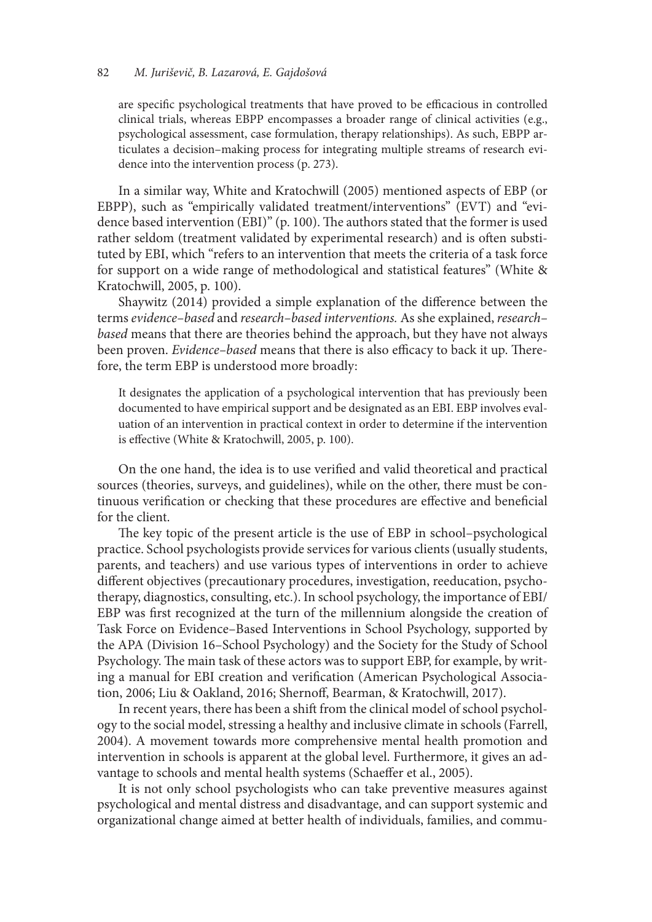are specific psychological treatments that have proved to be efficacious in controlled clinical trials, whereas EBPP encompasses a broader range of clinical activities (e.g., psychological assessment, case formulation, therapy relationships). As such, EBPP articulates a decision–making process for integrating multiple streams of research evidence into the intervention process (p. 273).

In a similar way, White and Kratochwill (2005) mentioned aspects of EBP (or EBPP), such as "empirically validated treatment/interventions" (EVT) and "evidence based intervention (EBI)" (p. 100). The authors stated that the former is used rather seldom (treatment validated by experimental research) and is often substituted by EBI, which "refers to an intervention that meets the criteria of a task force for support on a wide range of methodological and statistical features" (White & Kratochwill, 2005, p. 100).

Shaywitz (2014) provided a simple explanation of the difference between the terms *evidence–based* and *research–based interventions.* As she explained, *research–based* means that there are theories behind the approach, but they have not always been proven. *Evidence–based* means that there is also efficacy to back it up. Therefore, the term EBP is understood more broadly:

It designates the application of a psychological intervention that has previously been documented to have empirical support and be designated as an EBI. EBP involves evaluation of an intervention in practical context in order to determine if the intervention is effective (White & Kratochwill, 2005, p. 100).

On the one hand, the idea is to use verified and valid theoretical and practical sources (theories, surveys, and guidelines), while on the other, there must be continuous verification or checking that these procedures are effective and beneficial for the client.

The key topic of the present article is the use of EBP in school–psychological practice. School psychologists provide services for various clients (usually students, parents, and teachers) and use various types of interventions in order to achieve different objectives (precautionary procedures, investigation, reeducation, psychotherapy, diagnostics, consulting, etc.). In school psychology, the importance of EBI/EBP was first recognized at the turn of the millennium alongside the creation of Task Force on Evidence–Based Interventions in School Psychology, supported by the APA (Division 16–School Psychology) and the Society for the Study of School Psychology. The main task of these actors was to support EBP, for example, by writing a manual for EBI creation and verification (American Psychological Association, 2006; Liu & Oakland, 2016; Shernoff, Bearman, & Kratochwill, 2017).

In recent years, there has been a shift from the clinical model of school psychology to the social model, stressing a healthy and inclusive climate in schools (Farrell, 2004). A movement towards more comprehensive mental health promotion and intervention in schools is apparent at the global level. Furthermore, it gives an advantage to schools and mental health systems (Schaeffer et al., 2005).

It is not only school psychologists who can take preventive measures against psychological and mental distress and disadvantage, and can support systemic and organizational change aimed at better health of individuals, families, and commu-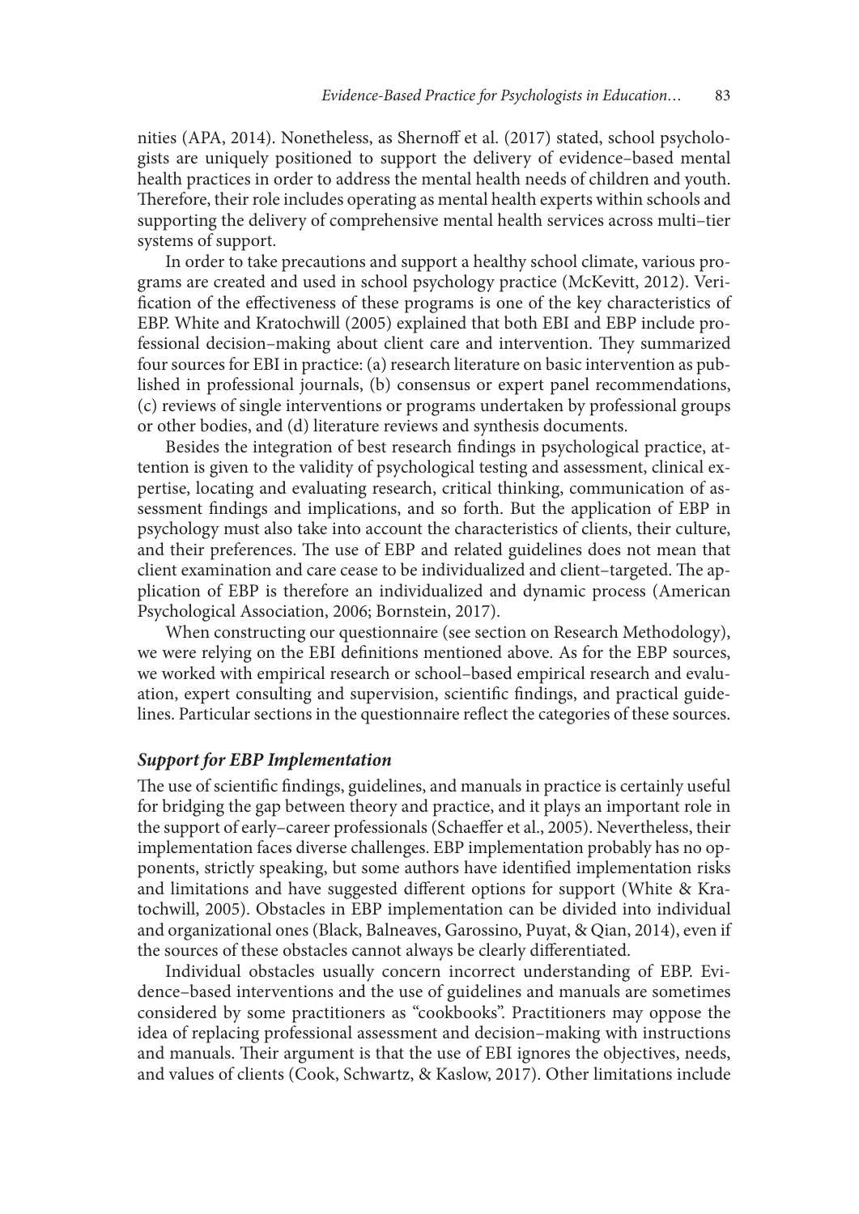nities (APA, 2014). Nonetheless, as Shernoff et al. (2017) stated, school psychologists are uniquely positioned to support the delivery of evidence–based mental health practices in order to address the mental health needs of children and youth. Therefore, their role includes operating as mental health experts within schools and supporting the delivery of comprehensive mental health services across multi–tier systems of support.

In order to take precautions and support a healthy school climate, various programs are created and used in school psychology practice (McKevitt, 2012). Verification of the effectiveness of these programs is one of the key characteristics of EBP. White and Kratochwill (2005) explained that both EBI and EBP include professional decision–making about client care and intervention. They summarized four sources for EBI in practice: (a) research literature on basic intervention as published in professional journals, (b) consensus or expert panel recommendations, (c) reviews of single interventions or programs undertaken by professional groups or other bodies, and (d) literature reviews and synthesis documents.

Besides the integration of best research findings in psychological practice, attention is given to the validity of psychological testing and assessment, clinical expertise, locating and evaluating research, critical thinking, communication of assessment findings and implications, and so forth. But the application of EBP in psychology must also take into account the characteristics of clients, their culture, and their preferences. The use of EBP and related guidelines does not mean that client examination and care cease to be individualized and client–targeted. The application of EBP is therefore an individualized and dynamic process (American Psychological Association, 2006; Bornstein, 2017).

When constructing our questionnaire (see section on Research Methodology), we were relying on the EBI definitions mentioned above. As for the EBP sources, we worked with empirical research or school–based empirical research and evaluation, expert consulting and supervision, scientific findings, and practical guidelines. Particular sections in the questionnaire reflect the categories of these sources.

### *Support for EBP Implementation*

The use of scientific findings, guidelines, and manuals in practice is certainly useful for bridging the gap between theory and practice, and it plays an important role in the support of early–career professionals (Schaeffer et al., 2005). Nevertheless, their implementation faces diverse challenges. EBP implementation probably has no opponents, strictly speaking, but some authors have identified implementation risks and limitations and have suggested different options for support (White & Kratochwill, 2005). Obstacles in EBP implementation can be divided into individual and organizational ones (Black, Balneaves, Garossino, Puyat, & Qian, 2014), even if the sources of these obstacles cannot always be clearly differentiated.

Individual obstacles usually concern incorrect understanding of EBP. Evidence–based interventions and the use of guidelines and manuals are sometimes considered by some practitioners as "cookbooks". Practitioners may oppose the idea of replacing professional assessment and decision–making with instructions and manuals. Their argument is that the use of EBI ignores the objectives, needs, and values of clients (Cook, Schwartz, & Kaslow, 2017). Other limitations include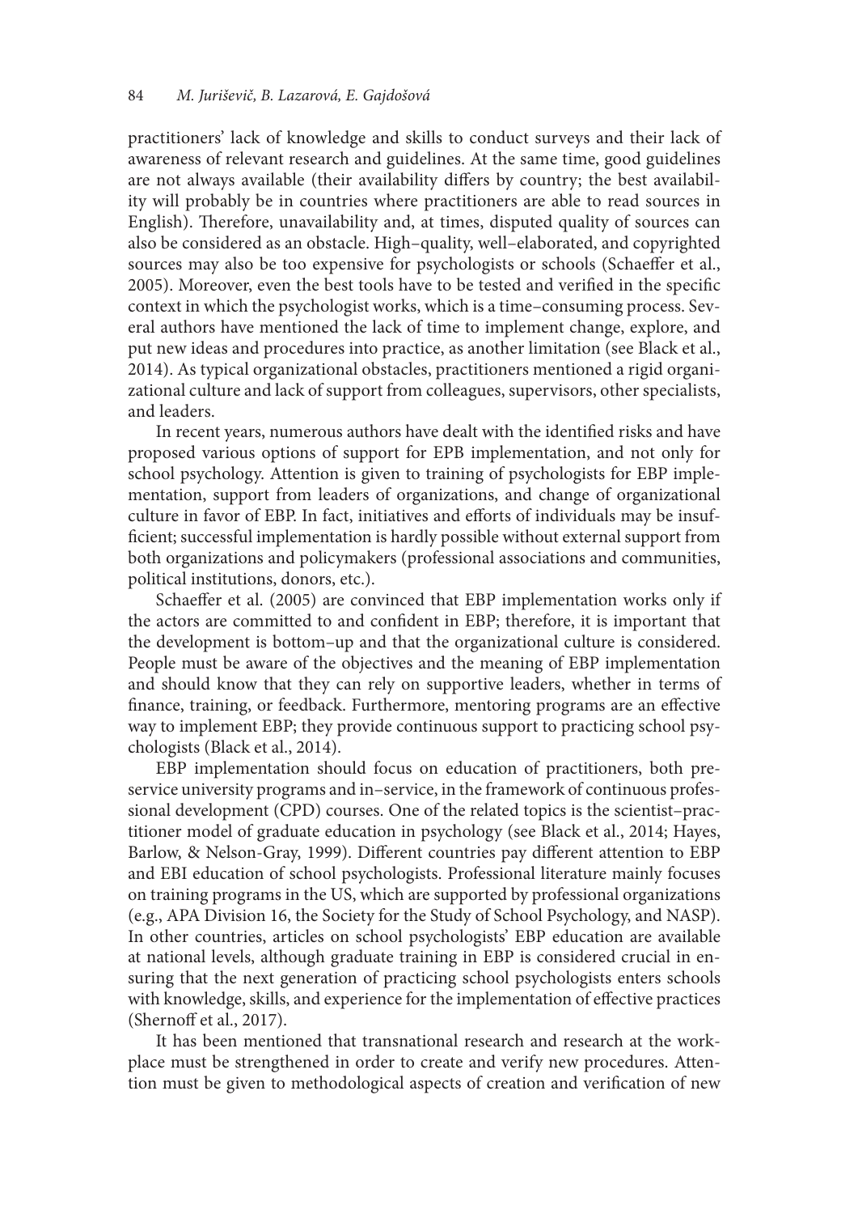practitioners' lack of knowledge and skills to conduct surveys and their lack of awareness of relevant research and guidelines. At the same time, good guidelines are not always available (their availability differs by country; the best availability will probably be in countries where practitioners are able to read sources in English). Therefore, unavailability and, at times, disputed quality of sources can also be considered as an obstacle. High–quality, well–elaborated, and copyrighted sources may also be too expensive for psychologists or schools (Schaeffer et al., 2005). Moreover, even the best tools have to be tested and verified in the specific context in which the psychologist works, which is a time–consuming process. Several authors have mentioned the lack of time to implement change, explore, and put new ideas and procedures into practice, as another limitation (see Black et al., 2014). As typical organizational obstacles, practitioners mentioned a rigid organizational culture and lack of support from colleagues, supervisors, other specialists, and leaders.

In recent years, numerous authors have dealt with the identified risks and have proposed various options of support for EPB implementation, and not only for school psychology. Attention is given to training of psychologists for EBP implementation, support from leaders of organizations, and change of organizational culture in favor of EBP. In fact, initiatives and efforts of individuals may be insufficient; successful implementation is hardly possible without external support from both organizations and policymakers (professional associations and communities, political institutions, donors, etc.).

Schaeffer et al. (2005) are convinced that EBP implementation works only if the actors are committed to and confident in EBP; therefore, it is important that the development is bottom–up and that the organizational culture is considered. People must be aware of the objectives and the meaning of EBP implementation and should know that they can rely on supportive leaders, whether in terms of finance, training, or feedback. Furthermore, mentoring programs are an effective way to implement EBP; they provide continuous support to practicing school psychologists (Black et al., 2014).

EBP implementation should focus on education of practitioners, both preservice university programs and in–service, in the framework of continuous professional development (CPD) courses. One of the related topics is the scientist–practitioner model of graduate education in psychology (see Black et al., 2014; Hayes, Barlow, & Nelson-Gray, 1999). Different countries pay different attention to EBP and EBI education of school psychologists. Professional literature mainly focuses on training programs in the US, which are supported by professional organizations (e.g., APA Division 16, the Society for the Study of School Psychology, and NASP). In other countries, articles on school psychologists' EBP education are available at national levels, although graduate training in EBP is considered crucial in ensuring that the next generation of practicing school psychologists enters schools with knowledge, skills, and experience for the implementation of effective practices (Shernoff et al., 2017).

It has been mentioned that transnational research and research at the workplace must be strengthened in order to create and verify new procedures. Attention must be given to methodological aspects of creation and verification of new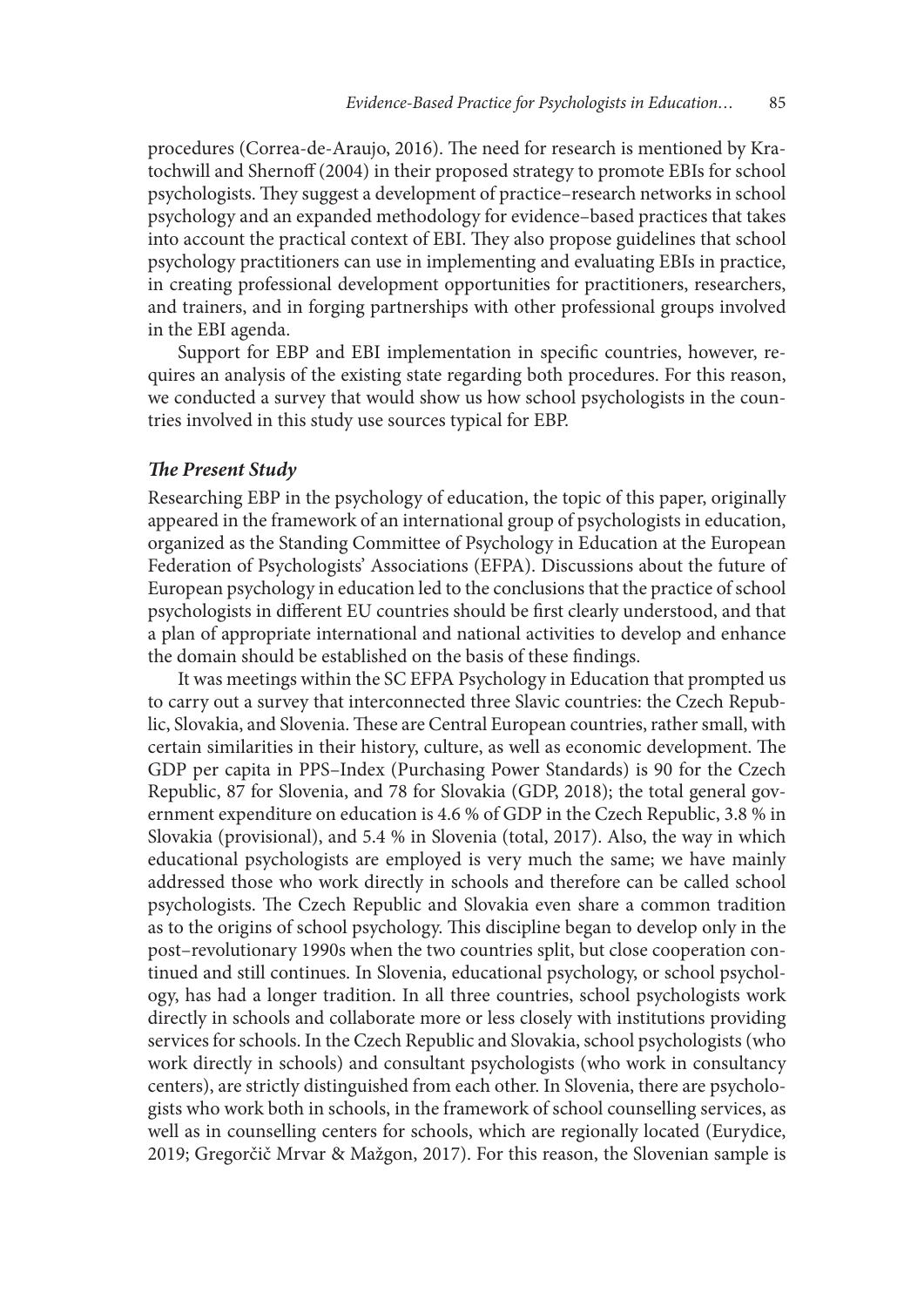procedures (Correa-de-Araujo, 2016). The need for research is mentioned by Kratochwill and Shernoff (2004) in their proposed strategy to promote EBIs for school psychologists. They suggest a development of practice–research networks in school psychology and an expanded methodology for evidence–based practices that takes into account the practical context of EBI. They also propose guidelines that school psychology practitioners can use in implementing and evaluating EBIs in practice, in creating professional development opportunities for practitioners, researchers, and trainers, and in forging partnerships with other professional groups involved in the EBI agenda.

Support for EBP and EBI implementation in specific countries, however, requires an analysis of the existing state regarding both procedures. For this reason, we conducted a survey that would show us how school psychologists in the countries involved in this study use sources typical for EBP.

### *The Present Study*

Researching EBP in the psychology of education, the topic of this paper, originally appeared in the framework of an international group of psychologists in education, organized as the Standing Committee of Psychology in Education at the European Federation of Psychologists' Associations (EFPA). Discussions about the future of European psychology in education led to the conclusions that the practice of school psychologists in different EU countries should be first clearly understood, and that a plan of appropriate international and national activities to develop and enhance the domain should be established on the basis of these findings.

It was meetings within the SC EFPA Psychology in Education that prompted us to carry out a survey that interconnected three Slavic countries: the Czech Republic, Slovakia, and Slovenia. These are Central European countries, rather small, with certain similarities in their history, culture, as well as economic development. The GDP per capita in PPS–Index (Purchasing Power Standards) is 90 for the Czech Republic, 87 for Slovenia, and 78 for Slovakia (GDP, 2018); the total general government expenditure on education is 4.6 % of GDP in the Czech Republic, 3.8 % in Slovakia (provisional), and 5.4 % in Slovenia (total, 2017). Also, the way in which educational psychologists are employed is very much the same; we have mainly addressed those who work directly in schools and therefore can be called school psychologists. The Czech Republic and Slovakia even share a common tradition as to the origins of school psychology. This discipline began to develop only in the post–revolutionary 1990s when the two countries split, but close cooperation continued and still continues. In Slovenia, educational psychology, or school psychology, has had a longer tradition. In all three countries, school psychologists work directly in schools and collaborate more or less closely with institutions providing services for schools. In the Czech Republic and Slovakia, school psychologists (who work directly in schools) and consultant psychologists (who work in consultancy centers), are strictly distinguished from each other. In Slovenia, there are psychologists who work both in schools, in the framework of school counselling services, as well as in counselling centers for schools, which are regionally located (Eurydice, 2019; Gregorčič Mrvar & Mažgon, 2017). For this reason, the Slovenian sample is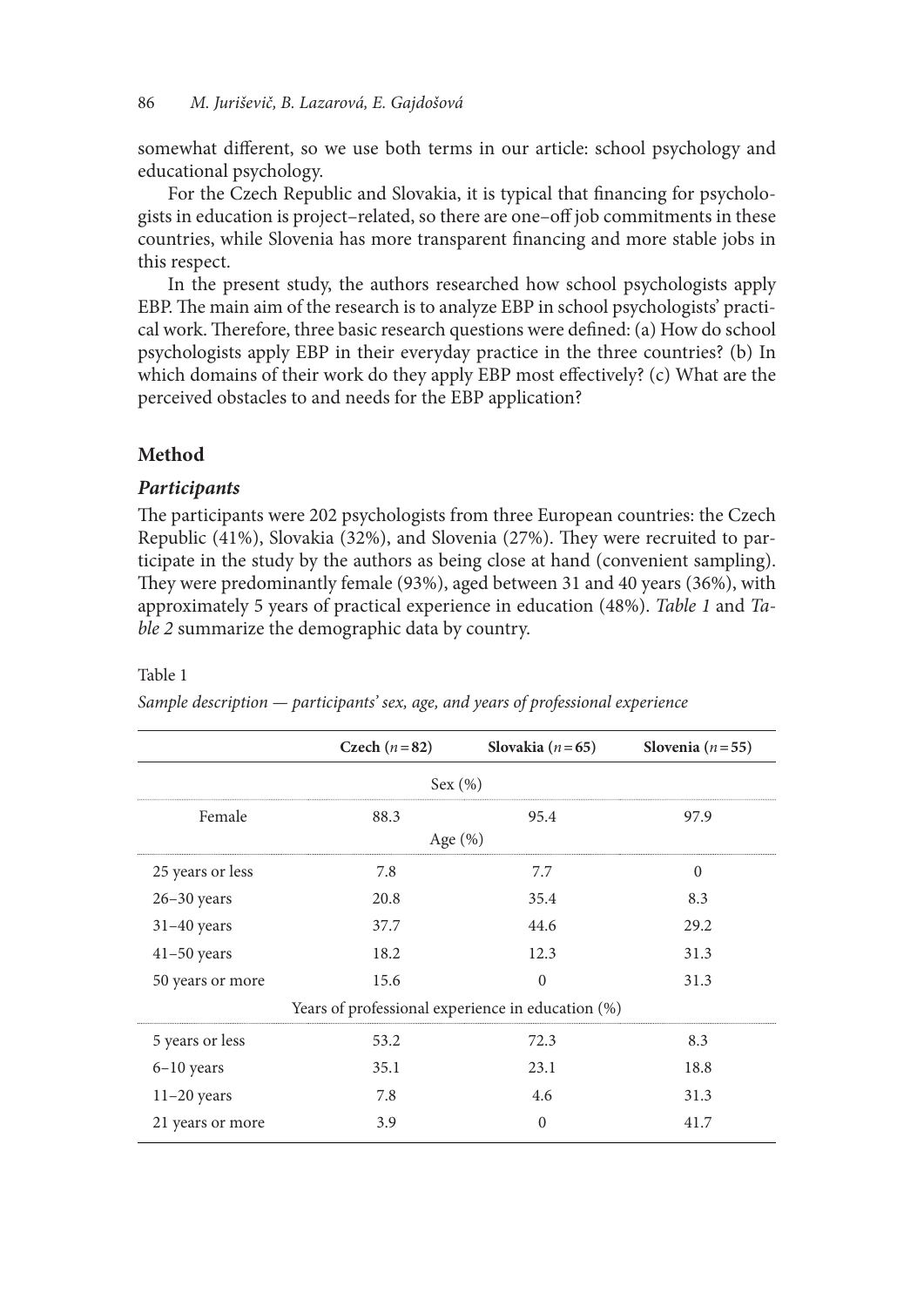somewhat different, so we use both terms in our article: school psychology and educational psychology.

For the Czech Republic and Slovakia, it is typical that financing for psychologists in education is project–related, so there are one–off job commitments in these countries, while Slovenia has more transparent financing and more stable jobs in this respect.

In the present study, the authors researched how school psychologists apply EBP. The main aim of the research is to analyze EBP in school psychologists' practical work. Therefore, three basic research questions were defined: (a) How do school psychologists apply EBP in their everyday practice in the three countries? (b) In which domains of their work do they apply EBP most effectively? (c) What are the perceived obstacles to and needs for the EBP application?

## Method

### *Participants*

The participants were 202 psychologists from three European countries: the Czech Republic (41%), Slovakia (32%), and Slovenia (27%). They were recruited to participate in the study by the authors as being close at hand (convenient sampling). They were predominantly female (93%), aged between 31 and 40 years (36%), with approximately 5 years of practical experience in education (48%). *Table 1* and *Table 2* summarize the demographic data by country.

Table 1

*Sample description — participants' sex, age, and years of professional experience*

| | **Czech ($n = 82$)** | **Slovakia ($n = 65$)** | **Slovenia ($n = 55$)** |
|---|---|---|---|
| | Sex (%) | | |
| Female | 88.3 | 95.4 | 97.9 |
| | Age (%) | | |
| 25 years or less | 7.8 | 7.7 | 0 |
| 26–30 years | 20.8 | 35.4 | 8.3 |
| 31–40 years | 37.7 | 44.6 | 29.2 |
| 41–50 years | 18.2 | 12.3 | 31.3 |
| 50 years or more | 15.6 | 0 | 31.3 |
| | Years of professional experience in education (%) | | |
| 5 years or less | 53.2 | 72.3 | 8.3 |
| 6–10 years | 35.1 | 23.1 | 18.8 |
| 11–20 years | 7.8 | 4.6 | 31.3 |
| 21 years or more | 3.9 | 0 | 41.7 |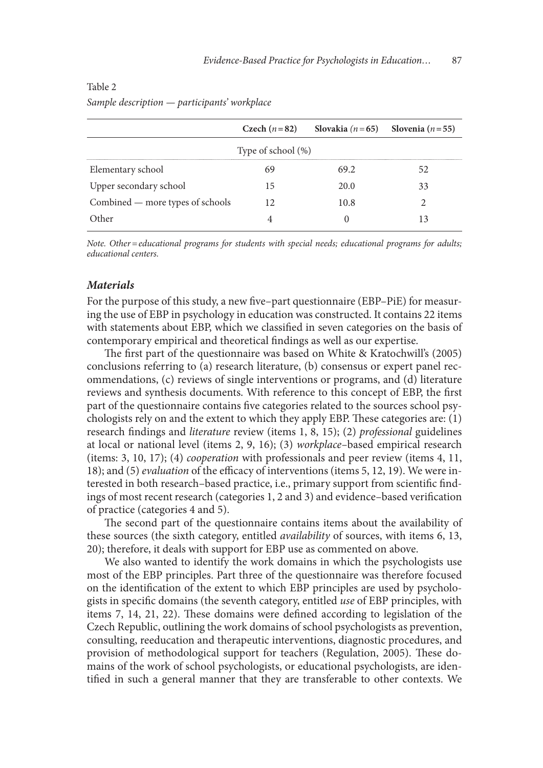Table 2

*Sample description — participants' workplace*

| | **Czech** ($n = 82$) | **Slovakia** ($n = 65$) | **Slovenia** ($n = 55$) |
|---|---|---|---|
| | Type of school (%) | | |
| Elementary school | 69 | 69.2 | 52 |
| Upper secondary school | 15 | 20.0 | 33 |
| Combined — more types of schools | 12 | 10.8 | 2 |
| Other | 4 | 0 | 13 |

*Note. Other = educational programs for students with special needs; educational programs for adults; educational centers.*

### *Materials*

For the purpose of this study, a new five–part questionnaire (EBP–PiE) for measuring the use of EBP in psychology in education was constructed. It contains 22 items with statements about EBP, which we classified in seven categories on the basis of contemporary empirical and theoretical findings as well as our expertise.

The first part of the questionnaire was based on White & Kratochwill's (2005) conclusions referring to (a) research literature, (b) consensus or expert panel recommendations, (c) reviews of single interventions or programs, and (d) literature reviews and synthesis documents. With reference to this concept of EBP, the first part of the questionnaire contains five categories related to the sources school psychologists rely on and the extent to which they apply EBP. These categories are: (1) research findings and *literature* review (items 1, 8, 15); (2) *professional* guidelines at local or national level (items 2, 9, 16); (3) *workplace*–based empirical research (items: 3, 10, 17); (4) *cooperation* with professionals and peer review (items 4, 11, 18); and (5) *evaluation* of the efficacy of interventions (items 5, 12, 19). We were interested in both research–based practice, i.e., primary support from scientific findings of most recent research (categories 1, 2 and 3) and evidence–based verification of practice (categories 4 and 5).

The second part of the questionnaire contains items about the availability of these sources (the sixth category, entitled *availability* of sources, with items 6, 13, 20); therefore, it deals with support for EBP use as commented on above.

We also wanted to identify the work domains in which the psychologists use most of the EBP principles. Part three of the questionnaire was therefore focused on the identification of the extent to which EBP principles are used by psychologists in specific domains (the seventh category, entitled *use* of EBP principles, with items 7, 14, 21, 22). These domains were defined according to legislation of the Czech Republic, outlining the work domains of school psychologists as prevention, consulting, reeducation and therapeutic interventions, diagnostic procedures, and provision of methodological support for teachers (Regulation, 2005). These domains of the work of school psychologists, or educational psychologists, are identified in such a general manner that they are transferable to other contexts. We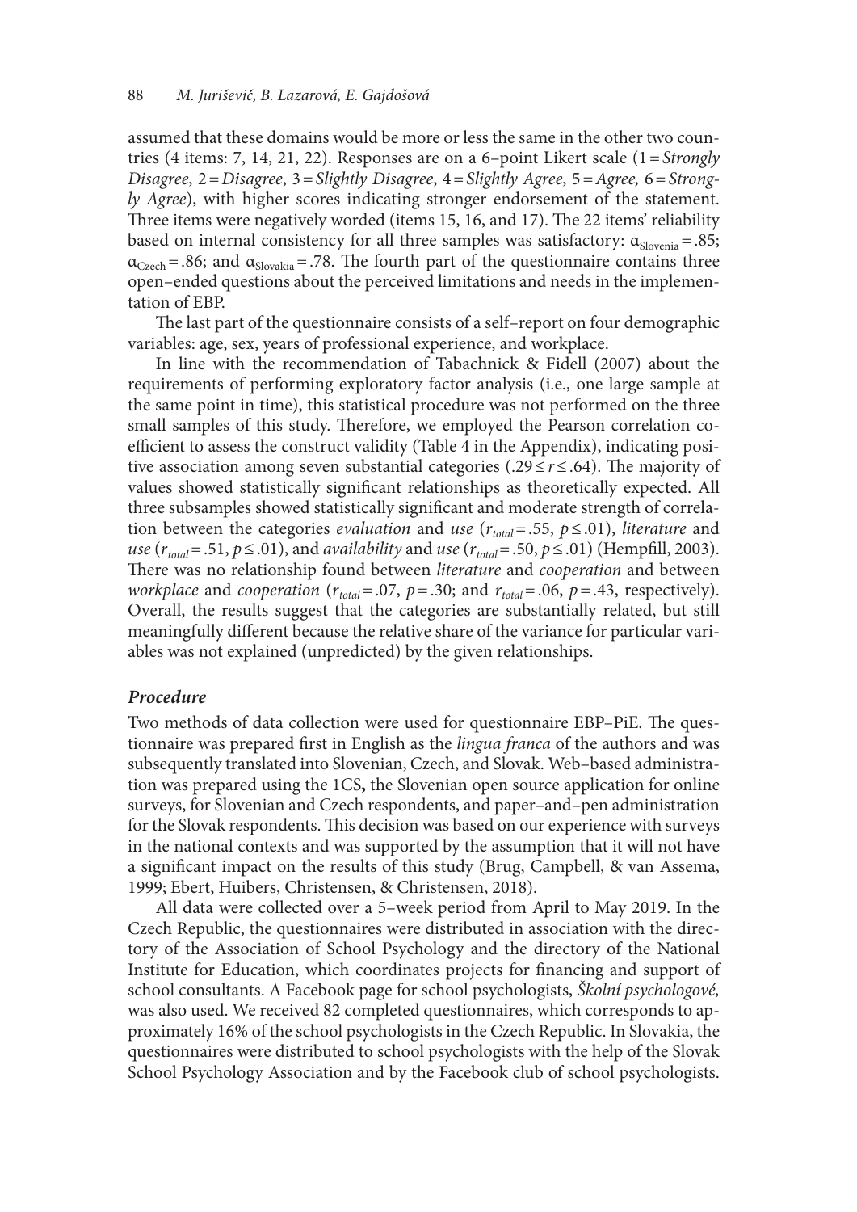assumed that these domains would be more or less the same in the other two countries (4 items: 7, 14, 21, 22). Responses are on a 6–point Likert scale (1 = *Strongly Disagree*, 2 = *Disagree*, 3 = *Slightly Disagree*, 4 = *Slightly Agree*, 5 = *Agree,* 6 = *Strongly Agree*), with higher scores indicating stronger endorsement of the statement. Three items were negatively worded (items 15, 16, and 17). The 22 items' reliability based on internal consistency for all three samples was satisfactory: $\alpha_{Slovenia} = .85$; $\alpha_{Czech} = .86$; and $\alpha_{Slovakia} = .78$. The fourth part of the questionnaire contains three open–ended questions about the perceived limitations and needs in the implementation of EBP.

The last part of the questionnaire consists of a self–report on four demographic variables: age, sex, years of professional experience, and workplace.

In line with the recommendation of Tabachnick & Fidell (2007) about the requirements of performing exploratory factor analysis (i.e., one large sample at the same point in time), this statistical procedure was not performed on the three small samples of this study. Therefore, we employed the Pearson correlation coefficient to assess the construct validity (Table 4 in the Appendix), indicating positive association among seven substantial categories ($.29 \leq r \leq .64$). The majority of values showed statistically significant relationships as theoretically expected. All three subsamples showed statistically significant and moderate strength of correlation between the categories *evaluation* and *use* ($r_{total} = .55$, $p \leq .01$), *literature* and *use* ($r_{total} = .51$, $p \leq .01$), and *availability* and *use* ($r_{total} = .50$, $p \leq .01$) (Hempfill, 2003). There was no relationship found between *literature* and *cooperation* and between *workplace* and *cooperation* ($r_{total} = .07$, $p = .30$; and $r_{total} = .06$, $p = .43$, respectively). Overall, the results suggest that the categories are substantially related, but still meaningfully different because the relative share of the variance for particular variables was not explained (unpredicted) by the given relationships.

### *Procedure*

Two methods of data collection were used for questionnaire EBP–PiE. The questionnaire was prepared first in English as the *lingua franca* of the authors and was subsequently translated into Slovenian, Czech, and Slovak. Web–based administration was prepared using the 1CS**,** the Slovenian open source application for online surveys, for Slovenian and Czech respondents, and paper–and–pen administration for the Slovak respondents. This decision was based on our experience with surveys in the national contexts and was supported by the assumption that it will not have a significant impact on the results of this study (Brug, Campbell, & van Assema, 1999; Ebert, Huibers, Christensen, & Christensen, 2018).

All data were collected over a 5–week period from April to May 2019. In the Czech Republic, the questionnaires were distributed in association with the directory of the Association of School Psychology and the directory of the National Institute for Education, which coordinates projects for financing and support of school consultants. A Facebook page for school psychologists, *Školní psychologové,* was also used. We received 82 completed questionnaires, which corresponds to approximately 16% of the school psychologists in the Czech Republic. In Slovakia, the questionnaires were distributed to school psychologists with the help of the Slovak School Psychology Association and by the Facebook club of school psychologists.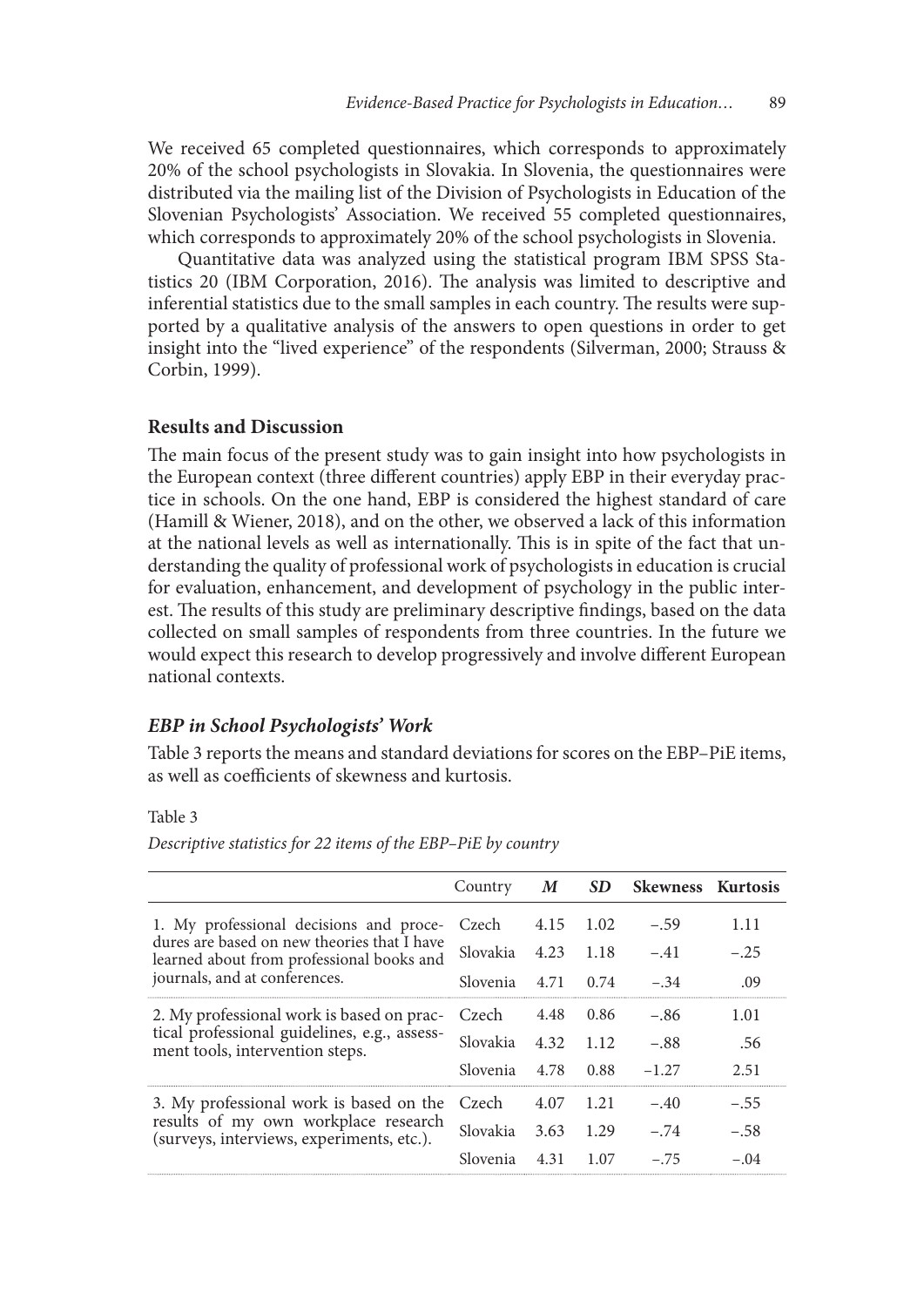We received 65 completed questionnaires, which corresponds to approximately 20% of the school psychologists in Slovakia. In Slovenia, the questionnaires were distributed via the mailing list of the Division of Psychologists in Education of the Slovenian Psychologists' Association. We received 55 completed questionnaires, which corresponds to approximately 20% of the school psychologists in Slovenia.

Quantitative data was analyzed using the statistical program IBM SPSS Statistics 20 (IBM Corporation, 2016). The analysis was limited to descriptive and inferential statistics due to the small samples in each country. The results were supported by a qualitative analysis of the answers to open questions in order to get insight into the "lived experience" of the respondents (Silverman, 2000; Strauss & Corbin, 1999).

## Results and Discussion

The main focus of the present study was to gain insight into how psychologists in the European context (three different countries) apply EBP in their everyday practice in schools. On the one hand, EBP is considered the highest standard of care (Hamill & Wiener, 2018), and on the other, we observed a lack of this information at the national levels as well as internationally. This is in spite of the fact that understanding the quality of professional work of psychologists in education is crucial for evaluation, enhancement, and development of psychology in the public interest. The results of this study are preliminary descriptive findings, based on the data collected on small samples of respondents from three countries. In the future we would expect this research to develop progressively and involve different European national contexts.

### *EBP in School Psychologists' Work*

Table 3 reports the means and standard deviations for scores on the EBP–PiE items, as well as coefficients of skewness and kurtosis.

Table 3

*Descriptive statistics for 22 items of the EBP–PiE by country*

| | Country | *M* | *SD* | Skewness | Kurtosis |
|---|---|---|---|---|---|
| 1. My professional decisions and procedures are based on new theories that I have learned about from professional books and journals, and at conferences. | Czech | 4.15 | 1.02 | –.59 | 1.11 |
| | Slovakia | 4.23 | 1.18 | –.41 | –.25 |
| | Slovenia | 4.71 | 0.74 | –.34 | .09 |
| 2. My professional work is based on practical professional guidelines, e.g., assessment tools, intervention steps. | Czech | 4.48 | 0.86 | –.86 | 1.01 |
| | Slovakia | 4.32 | 1.12 | –.88 | .56 |
| | Slovenia | 4.78 | 0.88 | –1.27 | 2.51 |
| 3. My professional work is based on the results of my own workplace research (surveys, interviews, experiments, etc.). | Czech | 4.07 | 1.21 | –.40 | –.55 |
| | Slovakia | 3.63 | 1.29 | –.74 | –.58 |
| | Slovenia | 4.31 | 1.07 | –.75 | –.04 |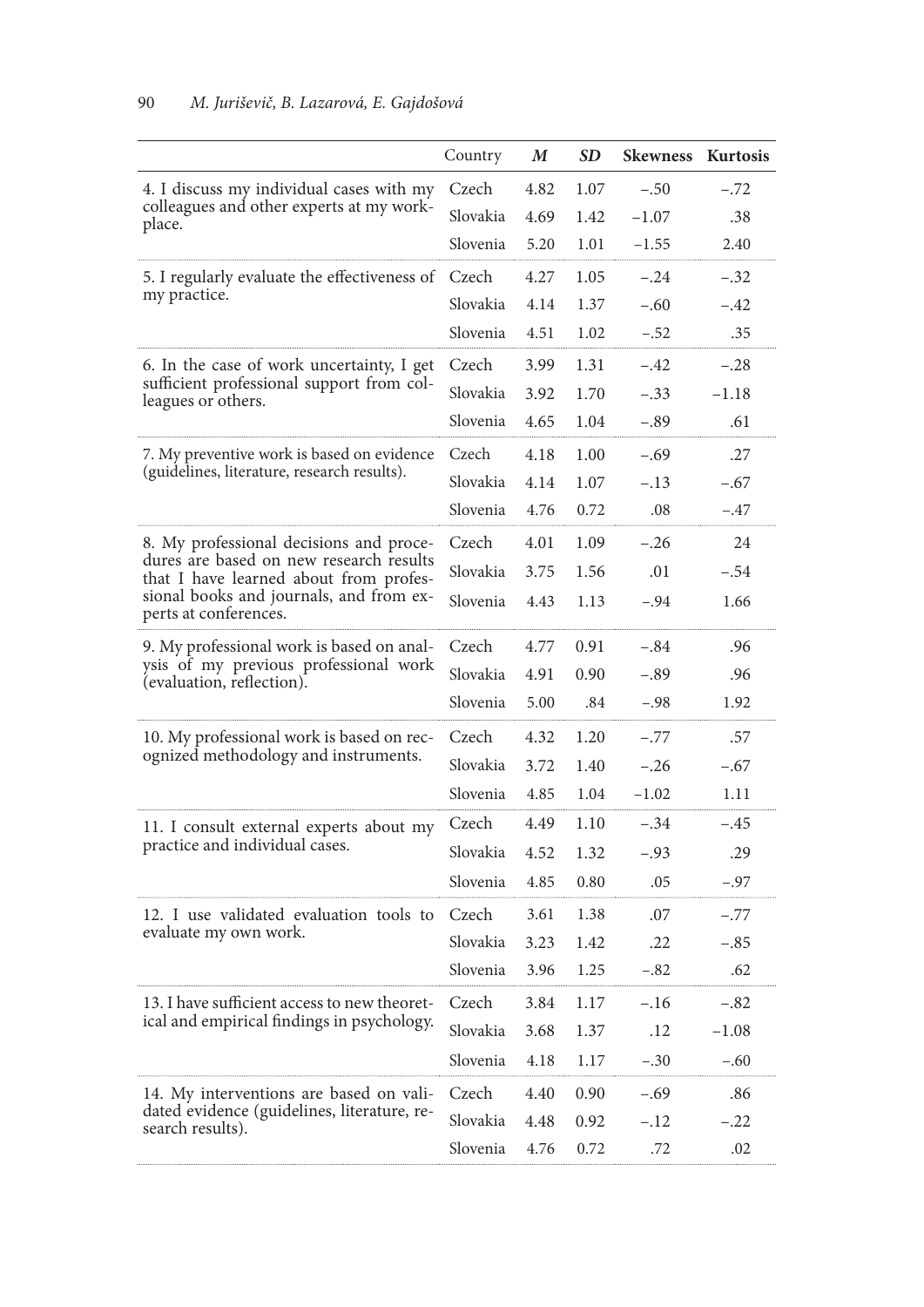| | Country | *M* | *SD* | Skewness | Kurtosis |
|---|---|---|---|---|---|
| 4. I discuss my individual cases with my colleagues and other experts at my workplace. | Czech | 4.82 | 1.07 | –.50 | –.72 |
| | Slovakia | 4.69 | 1.42 | –1.07 | .38 |
| | Slovenia | 5.20 | 1.01 | –1.55 | 2.40 |
| 5. I regularly evaluate the effectiveness of my practice. | Czech | 4.27 | 1.05 | –.24 | –.32 |
| | Slovakia | 4.14 | 1.37 | –.60 | –.42 |
| | Slovenia | 4.51 | 1.02 | –.52 | .35 |
| 6. In the case of work uncertainty, I get sufficient professional support from colleagues or others. | Czech | 3.99 | 1.31 | –.42 | –.28 |
| | Slovakia | 3.92 | 1.70 | –.33 | –1.18 |
| | Slovenia | 4.65 | 1.04 | –.89 | .61 |
| 7. My preventive work is based on evidence (guidelines, literature, research results). | Czech | 4.18 | 1.00 | –.69 | .27 |
| | Slovakia | 4.14 | 1.07 | –.13 | –.67 |
| | Slovenia | 4.76 | 0.72 | .08 | –.47 |
| 8. My professional decisions and procedures are based on new research results that I have learned about from professional books and journals, and from experts at conferences. | Czech | 4.01 | 1.09 | –.26 | 24 |
| | Slovakia | 3.75 | 1.56 | .01 | –.54 |
| | Slovenia | 4.43 | 1.13 | –.94 | 1.66 |
| 9. My professional work is based on analysis of my previous professional work (evaluation, reflection). | Czech | 4.77 | 0.91 | –.84 | .96 |
| | Slovakia | 4.91 | 0.90 | –.89 | .96 |
| | Slovenia | 5.00 | .84 | –.98 | 1.92 |
| 10. My professional work is based on recognized methodology and instruments. | Czech | 4.32 | 1.20 | –.77 | .57 |
| | Slovakia | 3.72 | 1.40 | –.26 | –.67 |
| | Slovenia | 4.85 | 1.04 | –1.02 | 1.11 |
| 11. I consult external experts about my practice and individual cases. | Czech | 4.49 | 1.10 | –.34 | –.45 |
| | Slovakia | 4.52 | 1.32 | –.93 | .29 |
| | Slovenia | 4.85 | 0.80 | .05 | –.97 |
| 12. I use validated evaluation tools to evaluate my own work. | Czech | 3.61 | 1.38 | .07 | –.77 |
| | Slovakia | 3.23 | 1.42 | .22 | –.85 |
| | Slovenia | 3.96 | 1.25 | –.82 | .62 |
| 13. I have sufficient access to new theoretical and empirical findings in psychology. | Czech | 3.84 | 1.17 | –.16 | –.82 |
| | Slovakia | 3.68 | 1.37 | .12 | –1.08 |
| | Slovenia | 4.18 | 1.17 | –.30 | –.60 |
| 14. My interventions are based on validated evidence (guidelines, literature, research results). | Czech | 4.40 | 0.90 | –.69 | .86 |
| | Slovakia | 4.48 | 0.92 | –.12 | –.22 |
| | Slovenia | 4.76 | 0.72 | .72 | .02 |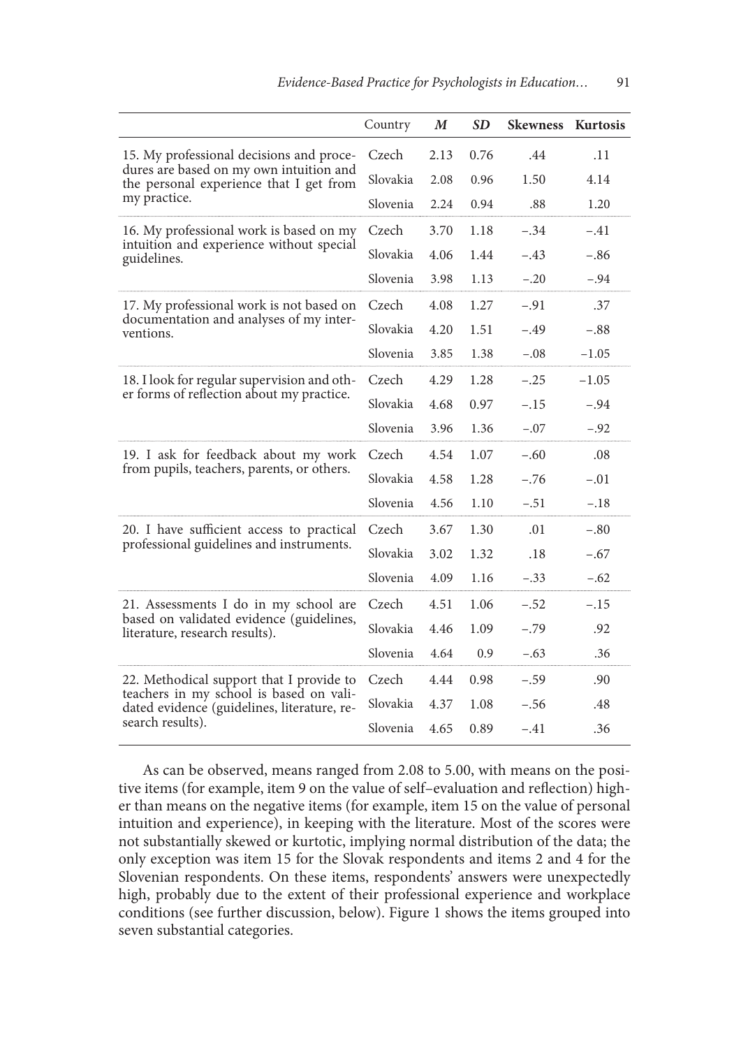| | Country | *M* | *SD* | Skewness | Kurtosis |
|---|---|---|---|---|---|
| 15. My professional decisions and procedures are based on my own intuition and the personal experience that I get from my practice. | Czech | 2.13 | 0.76 | .44 | .11 |
| | Slovakia | 2.08 | 0.96 | 1.50 | 4.14 |
| | Slovenia | 2.24 | 0.94 | .88 | 1.20 |
| 16. My professional work is based on my intuition and experience without special guidelines. | Czech | 3.70 | 1.18 | −.34 | −.41 |
| | Slovakia | 4.06 | 1.44 | −.43 | −.86 |
| | Slovenia | 3.98 | 1.13 | −.20 | −.94 |
| 17. My professional work is not based on documentation and analyses of my interventions. | Czech | 4.08 | 1.27 | −.91 | .37 |
| | Slovakia | 4.20 | 1.51 | −.49 | −.88 |
| | Slovenia | 3.85 | 1.38 | −.08 | −1.05 |
| 18. I look for regular supervision and other forms of reflection about my practice. | Czech | 4.29 | 1.28 | −.25 | −1.05 |
| | Slovakia | 4.68 | 0.97 | −.15 | −.94 |
| | Slovenia | 3.96 | 1.36 | −.07 | −.92 |
| 19. I ask for feedback about my work from pupils, teachers, parents, or others. | Czech | 4.54 | 1.07 | −.60 | .08 |
| | Slovakia | 4.58 | 1.28 | −.76 | −.01 |
| | Slovenia | 4.56 | 1.10 | −.51 | −.18 |
| 20. I have sufficient access to practical professional guidelines and instruments. | Czech | 3.67 | 1.30 | .01 | −.80 |
| | Slovakia | 3.02 | 1.32 | .18 | −.67 |
| | Slovenia | 4.09 | 1.16 | −.33 | −.62 |
| 21. Assessments I do in my school are based on validated evidence (guidelines, literature, research results). | Czech | 4.51 | 1.06 | −.52 | −.15 |
| | Slovakia | 4.46 | 1.09 | −.79 | .92 |
| | Slovenia | 4.64 | 0.9 | −.63 | .36 |
| 22. Methodical support that I provide to teachers in my school is based on validated evidence (guidelines, literature, research results). | Czech | 4.44 | 0.98 | −.59 | .90 |
| | Slovakia | 4.37 | 1.08 | −.56 | .48 |
| | Slovenia | 4.65 | 0.89 | −.41 | .36 |

As can be observed, means ranged from 2.08 to 5.00, with means on the positive items (for example, item 9 on the value of self–evaluation and reflection) higher than means on the negative items (for example, item 15 on the value of personal intuition and experience), in keeping with the literature. Most of the scores were not substantially skewed or kurtotic, implying normal distribution of the data; the only exception was item 15 for the Slovak respondents and items 2 and 4 for the Slovenian respondents. On these items, respondents' answers were unexpectedly high, probably due to the extent of their professional experience and workplace conditions (see further discussion, below). Figure 1 shows the items grouped into seven substantial categories.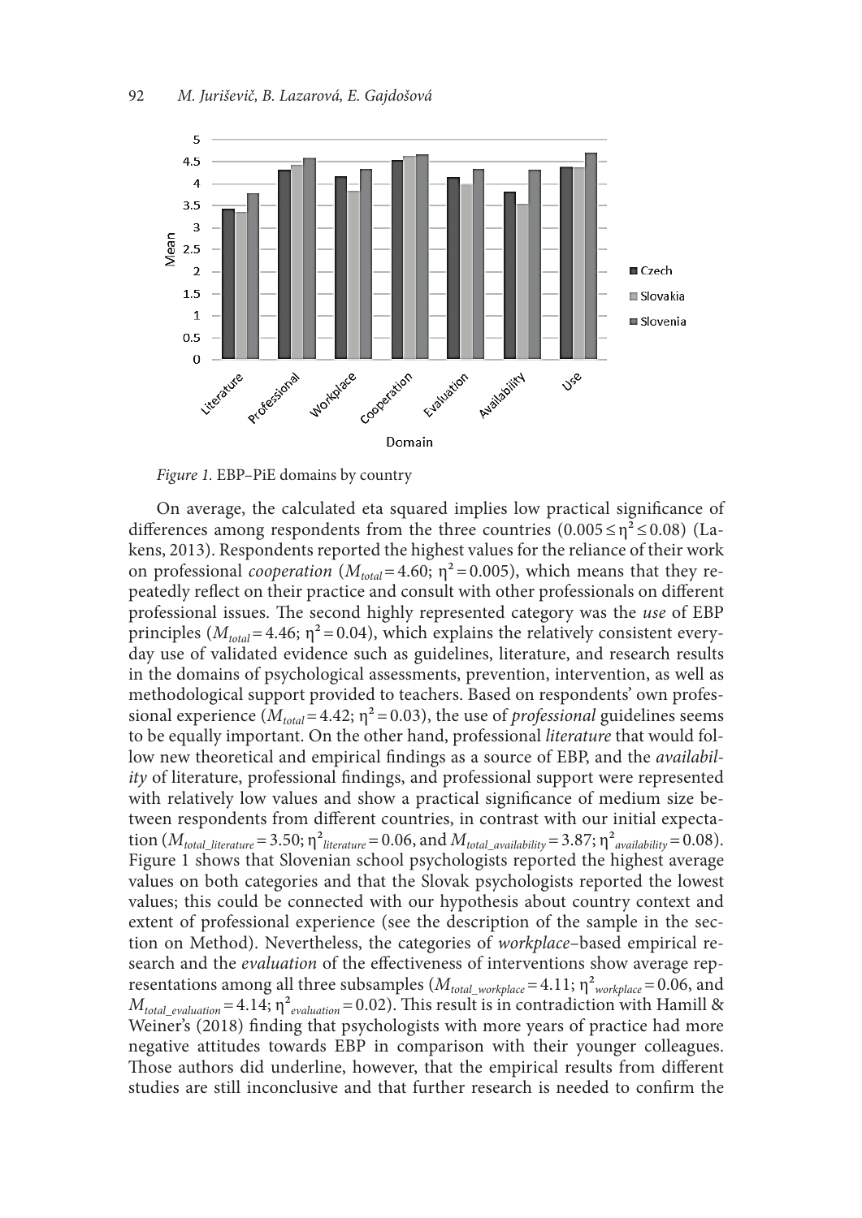*Figure 1.* EBP–PiE domains by country

On average, the calculated eta squared implies low practical significance of differences among respondents from the three countries ($0.005 \leq \eta^2 \leq 0.08$) (Lakens, 2013). Respondents reported the highest values for the reliance of their work on professional *cooperation* ($M_{total} = 4.60$; $\eta^2 = 0.005$), which means that they repeatedly reflect on their practice and consult with other professionals on different professional issues. The second highly represented category was the *use* of EBP principles ($M_{total} = 4.46$; $\eta^2 = 0.04$), which explains the relatively consistent everyday use of validated evidence such as guidelines, literature, and research results in the domains of psychological assessments, prevention, intervention, as well as methodological support provided to teachers. Based on respondents' own professional experience ($M_{total} = 4.42$; $\eta^2 = 0.03$), the use of *professional* guidelines seems to be equally important. On the other hand, professional *literature* that would follow new theoretical and empirical findings as a source of EBP, and the *availability* of literature, professional findings, and professional support were represented with relatively low values and show a practical significance of medium size between respondents from different countries, in contrast with our initial expectation ($M_{total\_literature} = 3.50$; $\eta^2_{literature} = 0.06$, and $M_{total\_availability} = 3.87$; $\eta^2_{availability} = 0.08$). Figure 1 shows that Slovenian school psychologists reported the highest average values on both categories and that the Slovak psychologists reported the lowest values; this could be connected with our hypothesis about country context and extent of professional experience (see the description of the sample in the section on Method). Nevertheless, the categories of *workplace*–based empirical research and the *evaluation* of the effectiveness of interventions show average representations among all three subsamples ($M_{total\_workplace} = 4.11$; $\eta^2_{workplace} = 0.06$, and $M_{total\_evaluation} = 4.14$; $\eta^2_{evaluation} = 0.02$). This result is in contradiction with Hamill & Weiner's (2018) finding that psychologists with more years of practice had more negative attitudes towards EBP in comparison with their younger colleagues. Those authors did underline, however, that the empirical results from different studies are still inconclusive and that further research is needed to confirm the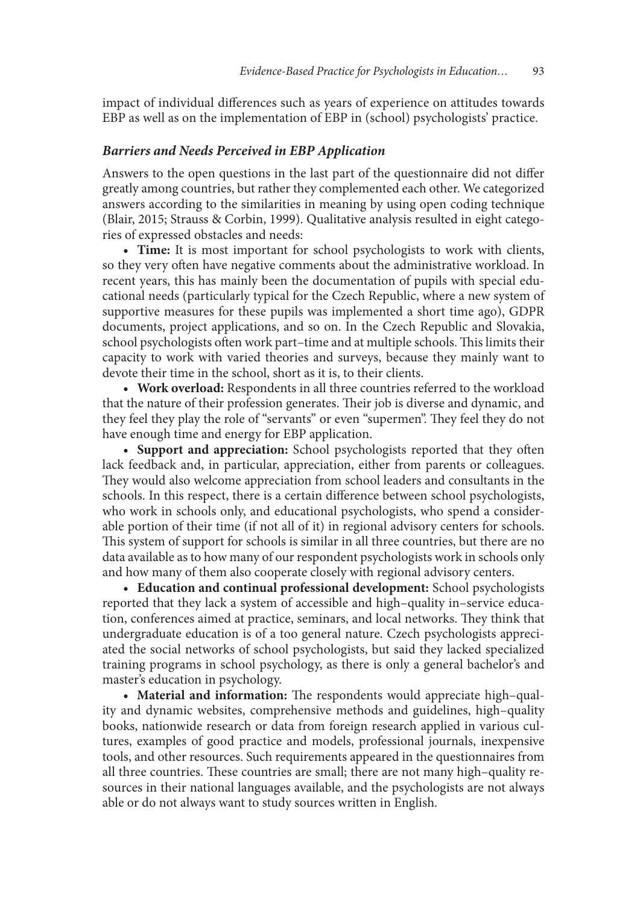impact of individual differences such as years of experience on attitudes towards EBP as well as on the implementation of EBP in (school) psychologists' practice.

### *Barriers and Needs Perceived in EBP Application*

Answers to the open questions in the last part of the questionnaire did not differ greatly among countries, but rather they complemented each other. We categorized answers according to the similarities in meaning by using open coding technique (Blair, 2015; Strauss & Corbin, 1999). Qualitative analysis resulted in eight categories of expressed obstacles and needs:

- **Time:** It is most important for school psychologists to work with clients, so they very often have negative comments about the administrative workload. In recent years, this has mainly been the documentation of pupils with special educational needs (particularly typical for the Czech Republic, where a new system of supportive measures for these pupils was implemented a short time ago), GDPR documents, project applications, and so on. In the Czech Republic and Slovakia, school psychologists often work part–time and at multiple schools. This limits their capacity to work with varied theories and surveys, because they mainly want to devote their time in the school, short as it is, to their clients.
- **Work overload:** Respondents in all three countries referred to the workload that the nature of their profession generates. Their job is diverse and dynamic, and they feel they play the role of "servants" or even "supermen". They feel they do not have enough time and energy for EBP application.
- **Support and appreciation:** School psychologists reported that they often lack feedback and, in particular, appreciation, either from parents or colleagues. They would also welcome appreciation from school leaders and consultants in the schools. In this respect, there is a certain difference between school psychologists, who work in schools only, and educational psychologists, who spend a considerable portion of their time (if not all of it) in regional advisory centers for schools. This system of support for schools is similar in all three countries, but there are no data available as to how many of our respondent psychologists work in schools only and how many of them also cooperate closely with regional advisory centers.
- **Education and continual professional development:** School psychologists reported that they lack a system of accessible and high–quality in–service education, conferences aimed at practice, seminars, and local networks. They think that undergraduate education is of a too general nature. Czech psychologists appreciated the social networks of school psychologists, but said they lacked specialized training programs in school psychology, as there is only a general bachelor's and master's education in psychology.
- **Material and information:** The respondents would appreciate high–quality and dynamic websites, comprehensive methods and guidelines, high–quality books, nationwide research or data from foreign research applied in various cultures, examples of good practice and models, professional journals, inexpensive tools, and other resources. Such requirements appeared in the questionnaires from all three countries. These countries are small; there are not many high–quality resources in their national languages available, and the psychologists are not always able or do not always want to study sources written in English.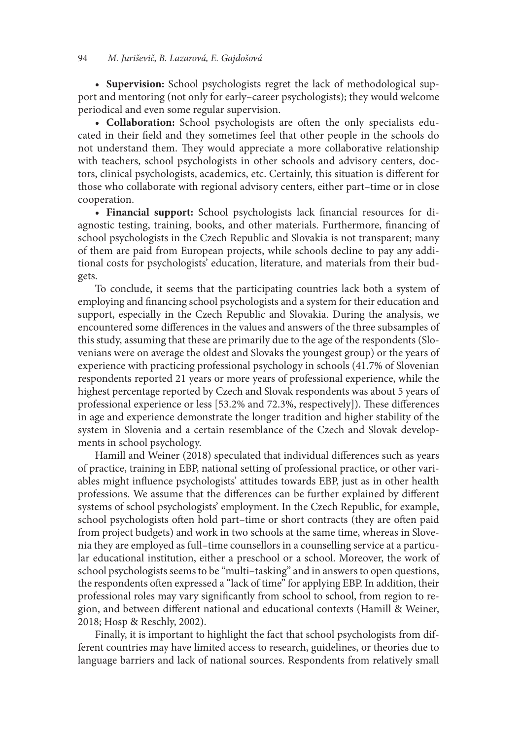- **Supervision:** School psychologists regret the lack of methodological support and mentoring (not only for early–career psychologists); they would welcome periodical and even some regular supervision.
- **Collaboration:** School psychologists are often the only specialists educated in their field and they sometimes feel that other people in the schools do not understand them. They would appreciate a more collaborative relationship with teachers, school psychologists in other schools and advisory centers, doctors, clinical psychologists, academics, etc. Certainly, this situation is different for those who collaborate with regional advisory centers, either part–time or in close cooperation.
- **Financial support:** School psychologists lack financial resources for diagnostic testing, training, books, and other materials. Furthermore, financing of school psychologists in the Czech Republic and Slovakia is not transparent; many of them are paid from European projects, while schools decline to pay any additional costs for psychologists' education, literature, and materials from their budgets.

To conclude, it seems that the participating countries lack both a system of employing and financing school psychologists and a system for their education and support, especially in the Czech Republic and Slovakia. During the analysis, we encountered some differences in the values and answers of the three subsamples of this study, assuming that these are primarily due to the age of the respondents (Slovenians were on average the oldest and Slovaks the youngest group) or the years of experience with practicing professional psychology in schools (41.7% of Slovenian respondents reported 21 years or more years of professional experience, while the highest percentage reported by Czech and Slovak respondents was about 5 years of professional experience or less [53.2% and 72.3%, respectively]). These differences in age and experience demonstrate the longer tradition and higher stability of the system in Slovenia and a certain resemblance of the Czech and Slovak developments in school psychology.

Hamill and Weiner (2018) speculated that individual differences such as years of practice, training in EBP, national setting of professional practice, or other variables might influence psychologists' attitudes towards EBP, just as in other health professions. We assume that the differences can be further explained by different systems of school psychologists' employment. In the Czech Republic, for example, school psychologists often hold part–time or short contracts (they are often paid from project budgets) and work in two schools at the same time, whereas in Slovenia they are employed as full–time counsellors in a counselling service at a particular educational institution, either a preschool or a school. Moreover, the work of school psychologists seems to be "multi–tasking" and in answers to open questions, the respondents often expressed a "lack of time" for applying EBP. In addition, their professional roles may vary significantly from school to school, from region to region, and between different national and educational contexts (Hamill & Weiner, 2018; Hosp & Reschly, 2002).

Finally, it is important to highlight the fact that school psychologists from different countries may have limited access to research, guidelines, or theories due to language barriers and lack of national sources. Respondents from relatively small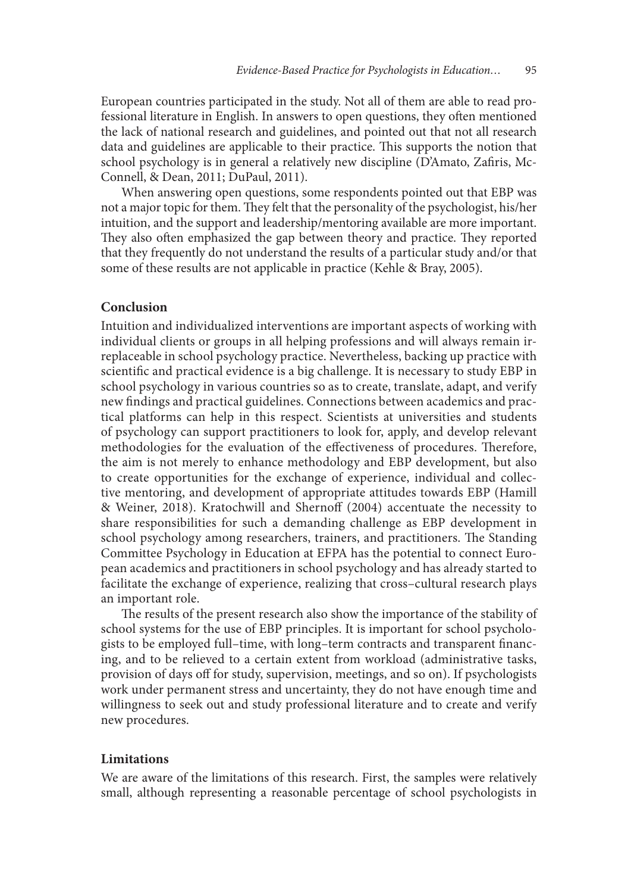European countries participated in the study. Not all of them are able to read professional literature in English. In answers to open questions, they often mentioned the lack of national research and guidelines, and pointed out that not all research data and guidelines are applicable to their practice. This supports the notion that school psychology is in general a relatively new discipline (D'Amato, Zafiris, McConnell, & Dean, 2011; DuPaul, 2011).

When answering open questions, some respondents pointed out that EBP was not a major topic for them. They felt that the personality of the psychologist, his/her intuition, and the support and leadership/mentoring available are more important. They also often emphasized the gap between theory and practice. They reported that they frequently do not understand the results of a particular study and/or that some of these results are not applicable in practice (Kehle & Bray, 2005).

## Conclusion

Intuition and individualized interventions are important aspects of working with individual clients or groups in all helping professions and will always remain irreplaceable in school psychology practice. Nevertheless, backing up practice with scientific and practical evidence is a big challenge. It is necessary to study EBP in school psychology in various countries so as to create, translate, adapt, and verify new findings and practical guidelines. Connections between academics and practical platforms can help in this respect. Scientists at universities and students of psychology can support practitioners to look for, apply, and develop relevant methodologies for the evaluation of the effectiveness of procedures. Therefore, the aim is not merely to enhance methodology and EBP development, but also to create opportunities for the exchange of experience, individual and collective mentoring, and development of appropriate attitudes towards EBP (Hamill & Weiner, 2018). Kratochwill and Shernoff (2004) accentuate the necessity to share responsibilities for such a demanding challenge as EBP development in school psychology among researchers, trainers, and practitioners. The Standing Committee Psychology in Education at EFPA has the potential to connect European academics and practitioners in school psychology and has already started to facilitate the exchange of experience, realizing that cross–cultural research plays an important role.

The results of the present research also show the importance of the stability of school systems for the use of EBP principles. It is important for school psychologists to be employed full–time, with long–term contracts and transparent financing, and to be relieved to a certain extent from workload (administrative tasks, provision of days off for study, supervision, meetings, and so on). If psychologists work under permanent stress and uncertainty, they do not have enough time and willingness to seek out and study professional literature and to create and verify new procedures.

## Limitations

We are aware of the limitations of this research. First, the samples were relatively small, although representing a reasonable percentage of school psychologists in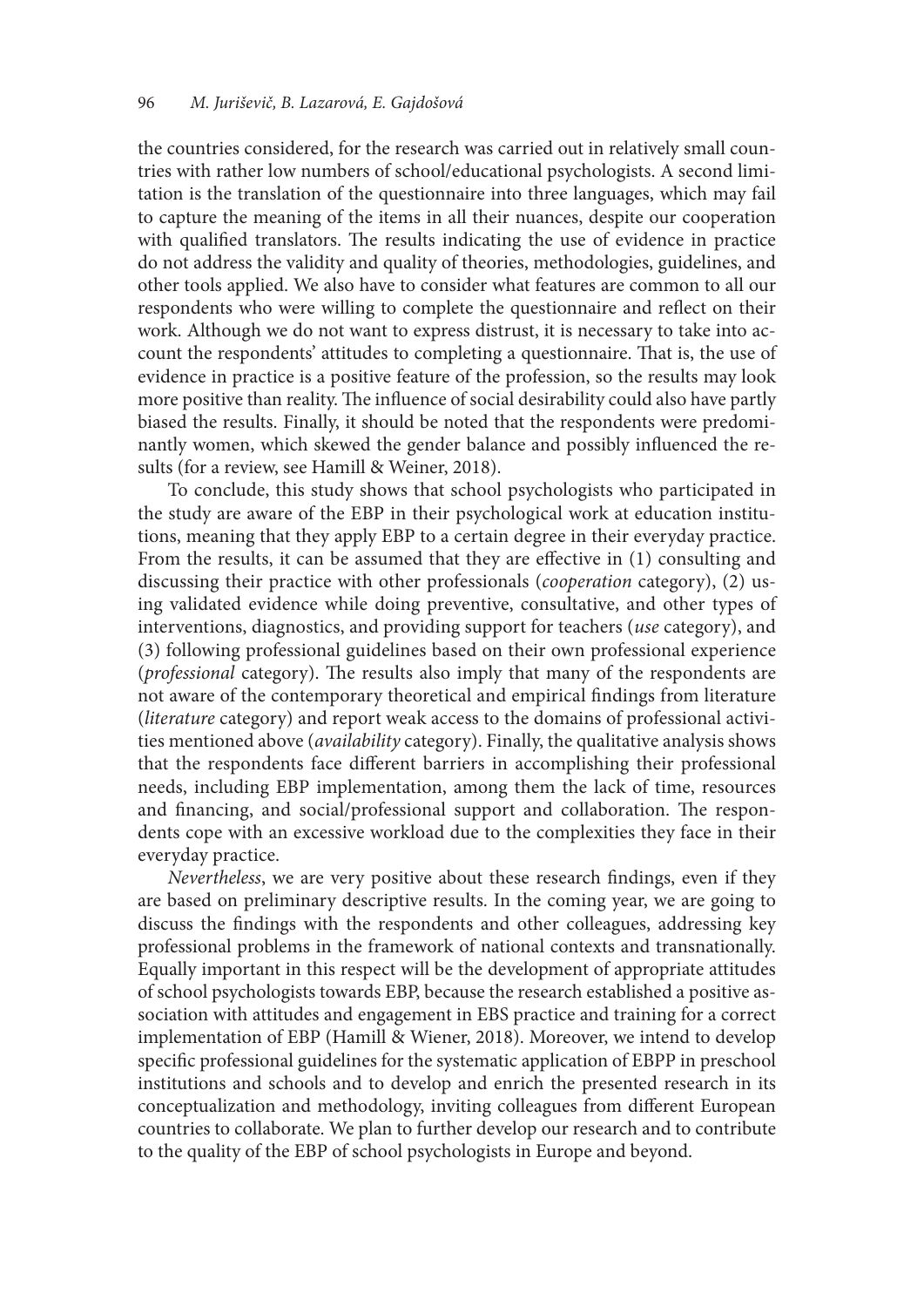the countries considered, for the research was carried out in relatively small countries with rather low numbers of school/educational psychologists. A second limitation is the translation of the questionnaire into three languages, which may fail to capture the meaning of the items in all their nuances, despite our cooperation with qualified translators. The results indicating the use of evidence in practice do not address the validity and quality of theories, methodologies, guidelines, and other tools applied. We also have to consider what features are common to all our respondents who were willing to complete the questionnaire and reflect on their work. Although we do not want to express distrust, it is necessary to take into account the respondents' attitudes to completing a questionnaire. That is, the use of evidence in practice is a positive feature of the profession, so the results may look more positive than reality. The influence of social desirability could also have partly biased the results. Finally, it should be noted that the respondents were predominantly women, which skewed the gender balance and possibly influenced the results (for a review, see Hamill & Weiner, 2018).

To conclude, this study shows that school psychologists who participated in the study are aware of the EBP in their psychological work at education institutions, meaning that they apply EBP to a certain degree in their everyday practice. From the results, it can be assumed that they are effective in (1) consulting and discussing their practice with other professionals (*cooperation* category), (2) using validated evidence while doing preventive, consultative, and other types of interventions, diagnostics, and providing support for teachers (*use* category), and (3) following professional guidelines based on their own professional experience (*professional* category). The results also imply that many of the respondents are not aware of the contemporary theoretical and empirical findings from literature (*literature* category) and report weak access to the domains of professional activities mentioned above (*availability* category). Finally, the qualitative analysis shows that the respondents face different barriers in accomplishing their professional needs, including EBP implementation, among them the lack of time, resources and financing, and social/professional support and collaboration. The respondents cope with an excessive workload due to the complexities they face in their everyday practice.

*Nevertheless*, we are very positive about these research findings, even if they are based on preliminary descriptive results. In the coming year, we are going to discuss the findings with the respondents and other colleagues, addressing key professional problems in the framework of national contexts and transnationally. Equally important in this respect will be the development of appropriate attitudes of school psychologists towards EBP, because the research established a positive association with attitudes and engagement in EBS practice and training for a correct implementation of EBP (Hamill & Wiener, 2018). Moreover, we intend to develop specific professional guidelines for the systematic application of EBPP in preschool institutions and schools and to develop and enrich the presented research in its conceptualization and methodology, inviting colleagues from different European countries to collaborate. We plan to further develop our research and to contribute to the quality of the EBP of school psychologists in Europe and beyond.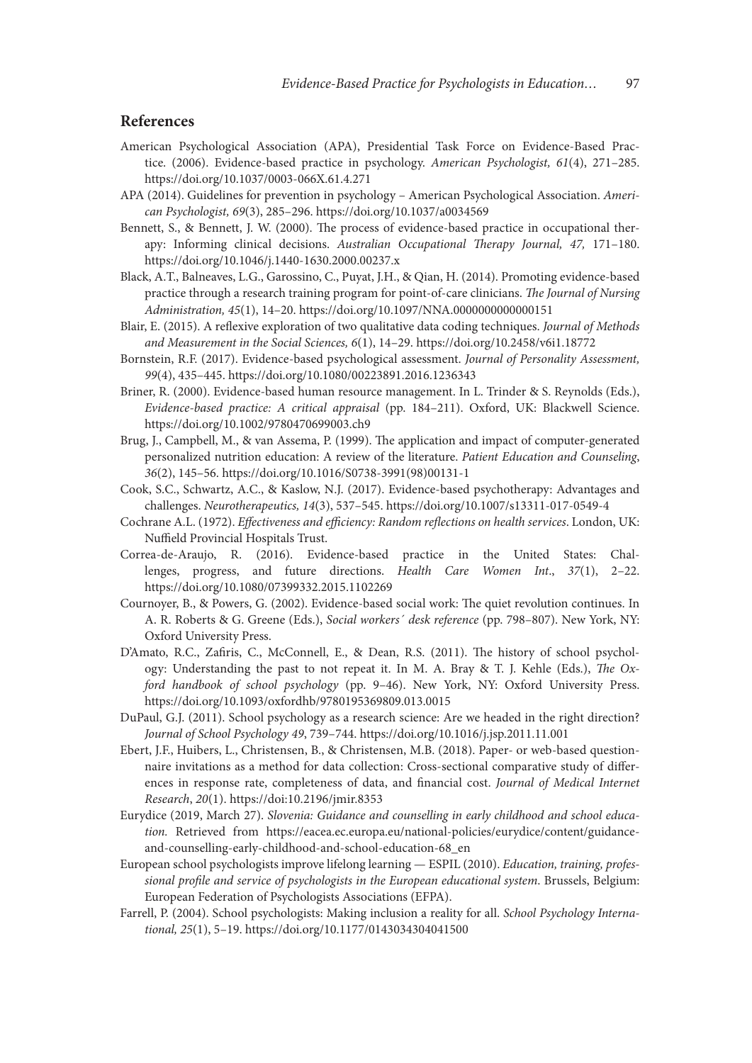## References

American Psychological Association (APA), Presidential Task Force on Evidence-Based Practice. (2006). Evidence-based practice in psychology. *American Psychologist, 61*(4), 271–285. https://doi.org/10.1037/0003-066X.61.4.271

APA (2014). Guidelines for prevention in psychology – American Psychological Association. *American Psychologist, 69*(3), 285–296. https://doi.org/10.1037/a0034569

Bennett, S., & Bennett, J. W. (2000). The process of evidence-based practice in occupational therapy: Informing clinical decisions. *Australian Occupational Therapy Journal, 47,* 171–180. https://doi.org/10.1046/j.1440-1630.2000.00237.x

Black, A.T., Balneaves, L.G., Garossino, C., Puyat, J.H., & Qian, H. (2014). Promoting evidence-based practice through a research training program for point-of-care clinicians. *The Journal of Nursing Administration, 45*(1), 14–20. https://doi.org/10.1097/NNA.0000000000000151

Blair, E. (2015). A reflexive exploration of two qualitative data coding techniques. *Journal of Methods and Measurement in the Social Sciences, 6*(1), 14–29. https://doi.org/10.2458/v6i1.18772

Bornstein, R.F. (2017). Evidence-based psychological assessment. *Journal of Personality Assessment, 99*(4), 435–445. https://doi.org/10.1080/00223891.2016.1236343

Briner, R. (2000). Evidence-based human resource management. In L. Trinder & S. Reynolds (Eds.), *Evidence-based practice: A critical appraisal* (pp. 184–211). Oxford, UK: Blackwell Science. https://doi.org/10.1002/9780470699003.ch9

Brug, J., Campbell, M., & van Assema, P. (1999). The application and impact of computer-generated personalized nutrition education: A review of the literature. *Patient Education and Counseling*, *36*(2), 145–56. https://doi.org/10.1016/S0738-3991(98)00131-1

Cook, S.C., Schwartz, A.C., & Kaslow, N.J. (2017). Evidence-based psychotherapy: Advantages and challenges. *Neurotherapeutics, 14*(3), 537–545. https://doi.org/10.1007/s13311-017-0549-4

Cochrane A.L. (1972). *Effectiveness and efficiency: Random reflections on health services*. London, UK: Nuffield Provincial Hospitals Trust.

Correa-de-Araujo, R. (2016). Evidence-based practice in the United States: Challenges, progress, and future directions. *Health Care Women Int*., *37*(1), 2–22. https://doi.org/10.1080/07399332.2015.1102269

Cournoyer, B., & Powers, G. (2002). Evidence-based social work: The quiet revolution continues. In A. R. Roberts & G. Greene (Eds.), *Social workers´ desk reference* (pp. 798–807). New York, NY: Oxford University Press.

D'Amato, R.C., Zafiris, C., McConnell, E., & Dean, R.S. (2011). The history of school psychology: Understanding the past to not repeat it. In M. A. Bray & T. J. Kehle (Eds.), *The Oxford handbook of school psychology* (pp. 9–46). New York, NY: Oxford University Press. https://doi.org/10.1093/oxfordhb/9780195369809.013.0015

DuPaul, G.J. (2011). School psychology as a research science: Are we headed in the right direction? *Journal of School Psychology 49*, 739–744. https://doi.org/10.1016/j.jsp.2011.11.001

Ebert, J.F., Huibers, L., Christensen, B., & Christensen, M.B. (2018). Paper- or web-based questionnaire invitations as a method for data collection: Cross-sectional comparative study of differences in response rate, completeness of data, and financial cost. *Journal of Medical Internet Research*, *20*(1). https://doi:10.2196/jmir.8353

Eurydice (2019, March 27). *Slovenia: Guidance and counselling in early childhood and school education.* Retrieved from https://eacea.ec.europa.eu/national-policies/eurydice/content/guidance-and-counselling-early-childhood-and-school-education-68_en

European school psychologists improve lifelong learning — ESPIL (2010). *Education, training, professional profile and service of psychologists in the European educational system*. Brussels, Belgium: European Federation of Psychologists Associations (EFPA).

Farrell, P. (2004). School psychologists: Making inclusion a reality for all. *School Psychology International, 25*(1), 5–19. https://doi.org/10.1177/0143034304041500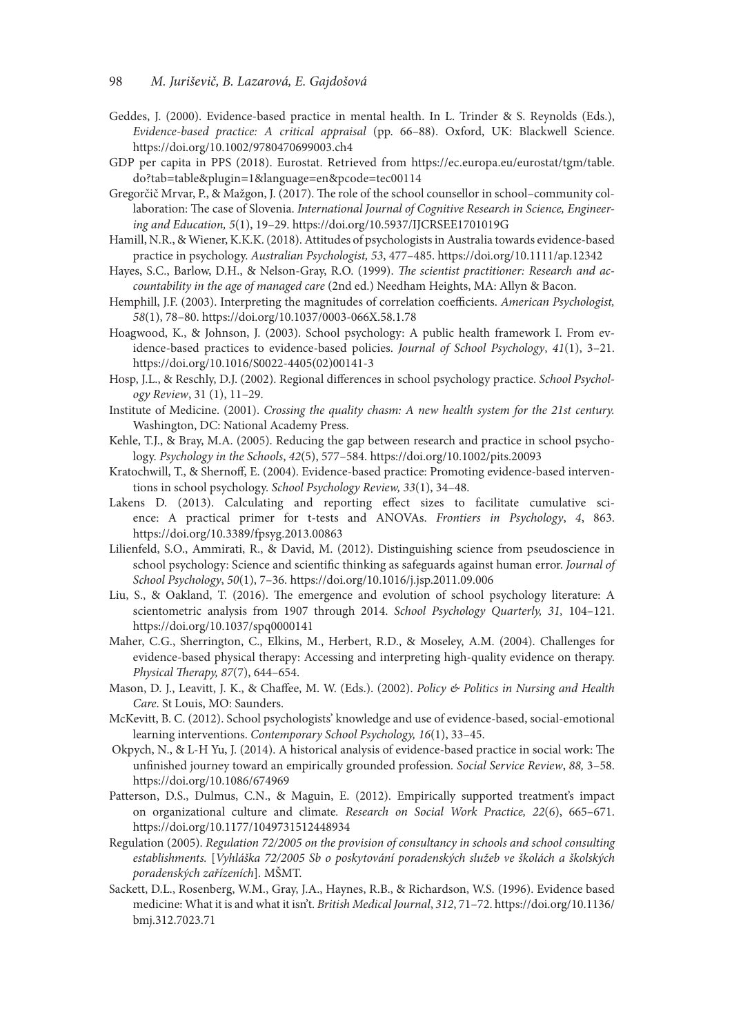Geddes, J. (2000). Evidence-based practice in mental health. In L. Trinder & S. Reynolds (Eds.), *Evidence-based practice: A critical appraisal* (pp. 66–88). Oxford, UK: Blackwell Science. https://doi.org/10.1002/9780470699003.ch4

GDP per capita in PPS (2018). Eurostat. Retrieved from https://ec.europa.eu/eurostat/tgm/table.do?tab=table&plugin=1&language=en&pcode=tec00114

Gregorčič Mrvar, P., & Mažgon, J. (2017). The role of the school counsellor in school–community collaboration: The case of Slovenia. *International Journal of Cognitive Research in Science, Engineering and Education, 5*(1), 19–29. https://doi.org/10.5937/IJCRSEE1701019G

Hamill, N.R., & Wiener, K.K.K. (2018). Attitudes of psychologists in Australia towards evidence-based practice in psychology. *Australian Psychologist, 53*, 477–485. https://doi.org/10.1111/ap.12342

Hayes, S.C., Barlow, D.H., & Nelson-Gray, R.O. (1999). *The scientist practitioner: Research and accountability in the age of managed care* (2nd ed.) Needham Heights, MA: Allyn & Bacon.

Hemphill, J.F. (2003). Interpreting the magnitudes of correlation coefficients. *American Psychologist, 58*(1), 78–80. https://doi.org/10.1037/0003-066X.58.1.78

Hoagwood, K., & Johnson, J. (2003). School psychology: A public health framework I. From evidence-based practices to evidence-based policies. *Journal of School Psychology*, *41*(1), 3–21. https://doi.org/10.1016/S0022-4405(02)00141-3

Hosp, J.L., & Reschly, D.J. (2002). Regional differences in school psychology practice. *School Psychology Review*, 31 (1), 11–29.

Institute of Medicine. (2001). *Crossing the quality chasm: A new health system for the 21st century.* Washington, DC: National Academy Press.

Kehle, T.J., & Bray, M.A. (2005). Reducing the gap between research and practice in school psychology. *Psychology in the Schools*, *42*(5), 577–584. https://doi.org/10.1002/pits.20093

Kratochwill, T., & Shernoff, E. (2004). Evidence-based practice: Promoting evidence-based interventions in school psychology. *School Psychology Review, 33*(1), 34–48.

Lakens D. (2013). Calculating and reporting effect sizes to facilitate cumulative science: A practical primer for t-tests and ANOVAs. *Frontiers in Psychology*, *4*, 863. https://doi.org/10.3389/fpsyg.2013.00863

Lilienfeld, S.O., Ammirati, R., & David, M. (2012). Distinguishing science from pseudoscience in school psychology: Science and scientific thinking as safeguards against human error. *Journal of School Psychology*, *50*(1), 7–36. https://doi.org/10.1016/j.jsp.2011.09.006

Liu, S., & Oakland, T. (2016). The emergence and evolution of school psychology literature: A scientometric analysis from 1907 through 2014. *School Psychology Quarterly, 31,* 104–121. https://doi.org/10.1037/spq0000141

Maher, C.G., Sherrington, C., Elkins, M., Herbert, R.D., & Moseley, A.M. (2004). Challenges for evidence-based physical therapy: Accessing and interpreting high-quality evidence on therapy. *Physical Therapy, 87*(7), 644–654.

Mason, D. J., Leavitt, J. K., & Chaffee, M. W. (Eds.). (2002). *Policy & Politics in Nursing and Health Care*. St Louis, MO: Saunders.

McKevitt, B. C. (2012). School psychologists' knowledge and use of evidence-based, social-emotional learning interventions. *Contemporary School Psychology, 16*(1), 33–45.

Okpych, N., & L-H Yu, J. (2014). A historical analysis of evidence-based practice in social work: The unfinished journey toward an empirically grounded profession. *Social Service Review*, *88,* 3–58. https://doi.org/10.1086/674969

Patterson, D.S., Dulmus, C.N., & Maguin, E. (2012). Empirically supported treatment's impact on organizational culture and climate*. Research on Social Work Practice, 22*(6), 665–671. https://doi.org/10.1177/1049731512448934

Regulation (2005). *Regulation 72/2005 on the provision of consultancy in schools and school consulting establishments.* [*Vyhláška 72/2005 Sb o poskytování poradenských služeb ve školách a školských poradenských zařízeních*]. MŠMT.

Sackett, D.L., Rosenberg, W.M., Gray, J.A., Haynes, R.B., & Richardson, W.S. (1996). Evidence based medicine: What it is and what it isn't. *British Medical Journal*, *312*, 71–72. https://doi.org/10.1136/bmj.312.7023.71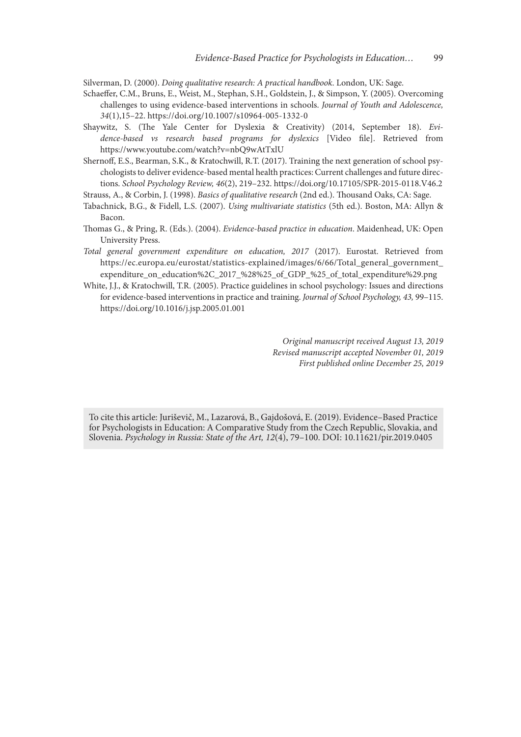Silverman, D. (2000). *Doing qualitative research: A practical handbook*. London, UK: Sage.

Schaeffer, C.M., Bruns, E., Weist, M., Stephan, S.H., Goldstein, J., & Simpson, Y. (2005). Overcoming challenges to using evidence-based interventions in schools. *Journal of Youth and Adolescence, 34*(1),15–22. https://doi.org/10.1007/s10964-005-1332-0

Shaywitz, S. (The Yale Center for Dyslexia & Creativity) (2014, September 18). *Evidence-based vs research based programs for dyslexics* [Video file]. Retrieved from https://www.youtube.com/watch?v=nbQ9wAtTxlU

Shernoff, E.S., Bearman, S.K., & Kratochwill, R.T. (2017). Training the next generation of school psychologists to deliver evidence-based mental health practices: Current challenges and future directions. *School Psychology Review, 46*(2), 219–232. https://doi.org/10.17105/SPR-2015-0118.V46.2

Strauss, A., & Corbin, J. (1998). *Basics of qualitative research* (2nd ed.). Thousand Oaks, CA: Sage.

Tabachnick, B.G., & Fidell, L.S. (2007). *Using multivariate statistics* (5th ed.). Boston, MA: Allyn & Bacon.

Thomas G., & Pring, R. (Eds.). (2004). *Evidence-based practice in education*. Maidenhead, UK: Open University Press.

*Total general government expenditure on education, 2017* (2017). Eurostat. Retrieved from https://ec.europa.eu/eurostat/statistics-explained/images/6/66/Total_general_government_expenditure_on_education%2C_2017_%28%25_of_GDP_%25_of_total_expenditure%29.png

White, J.J., & Kratochwill, T.R. (2005). Practice guidelines in school psychology: Issues and directions for evidence-based interventions in practice and training. *Journal of School Psychology, 43,* 99–115. https://doi.org/10.1016/j.jsp.2005.01.001

*Original manuscript received August 13, 2019*
*Revised manuscript accepted November 01, 2019*
*First published online December 25, 2019*

To cite this article: Juriševič, M., Lazarová, B., Gajdošová, E. (2019). Evidence–Based Practice for Psychologists in Education: A Comparative Study from the Czech Republic, Slovakia, and Slovenia. *Psychology in Russia: State of the Art, 12*(4), 79–100. DOI: 10.11621/pir.2019.0405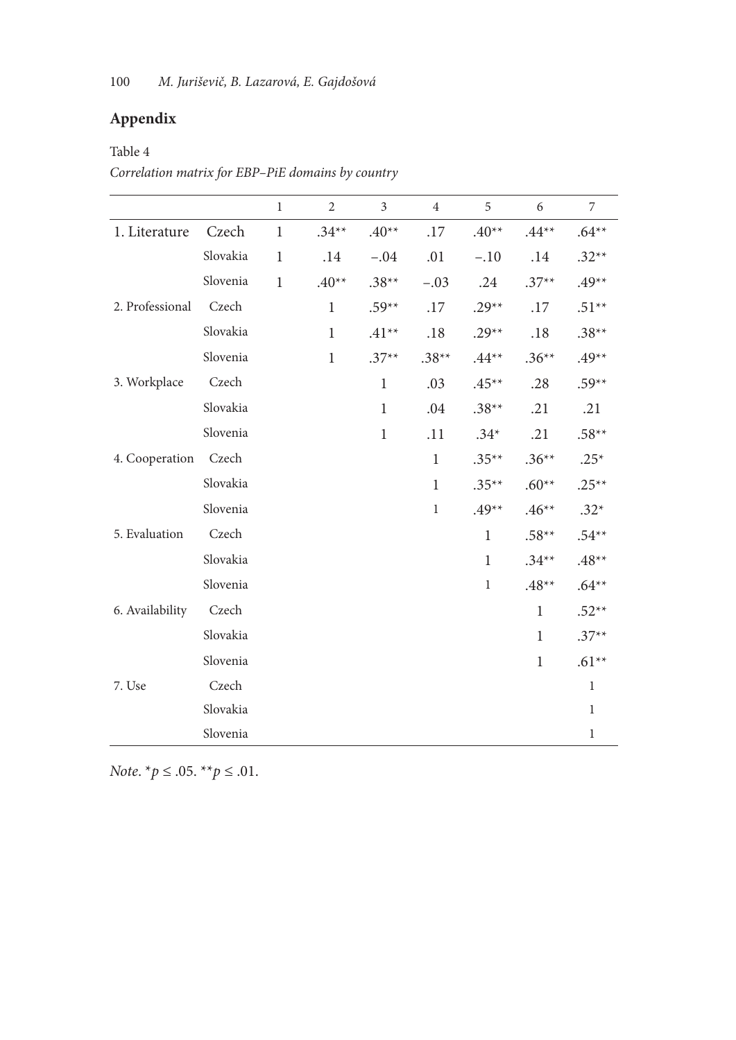## Appendix

Table 4

*Correlation matrix for EBP–PiE domains by country*

| | | 1 | 2 | 3 | 4 | 5 | 6 | 7 |
|---|---|---|---|---|---|---|---|---|
| 1. Literature | Czech | 1 | .34** | .40** | .17 | .40** | .44** | .64** |
| | Slovakia | 1 | .14 | −.04 | .01 | −.10 | .14 | .32** |
| | Slovenia | 1 | .40** | .38** | −.03 | .24 | .37** | .49** |
| 2. Professional | Czech | | 1 | .59** | .17 | .29** | .17 | .51** |
| | Slovakia | | 1 | .41** | .18 | .29** | .18 | .38** |
| | Slovenia | | 1 | .37** | .38** | .44** | .36** | .49** |
| 3. Workplace | Czech | | | 1 | .03 | .45** | .28 | .59** |
| | Slovakia | | | 1 | .04 | .38** | .21 | .21 |
| | Slovenia | | | 1 | .11 | .34* | .21 | .58** |
| 4. Cooperation | Czech | | | | 1 | .35** | .36** | .25* |
| | Slovakia | | | | 1 | .35** | .60** | .25** |
| | Slovenia | | | | 1 | .49** | .46** | .32* |
| 5. Evaluation | Czech | | | | | 1 | .58** | .54** |
| | Slovakia | | | | | 1 | .34** | .48** |
| | Slovenia | | | | | 1 | .48** | .64** |
| 6. Availability | Czech | | | | | | 1 | .52** |
| | Slovakia | | | | | | 1 | .37** |
| | Slovenia | | | | | | 1 | .61** |
| 7. Use | Czech | | | | | | | 1 |
| | Slovakia | | | | | | | 1 |
| | Slovenia | | | | | | | 1 |

*Note*. $^{*}p \leq .05$. $^{**}p \leq .01$.